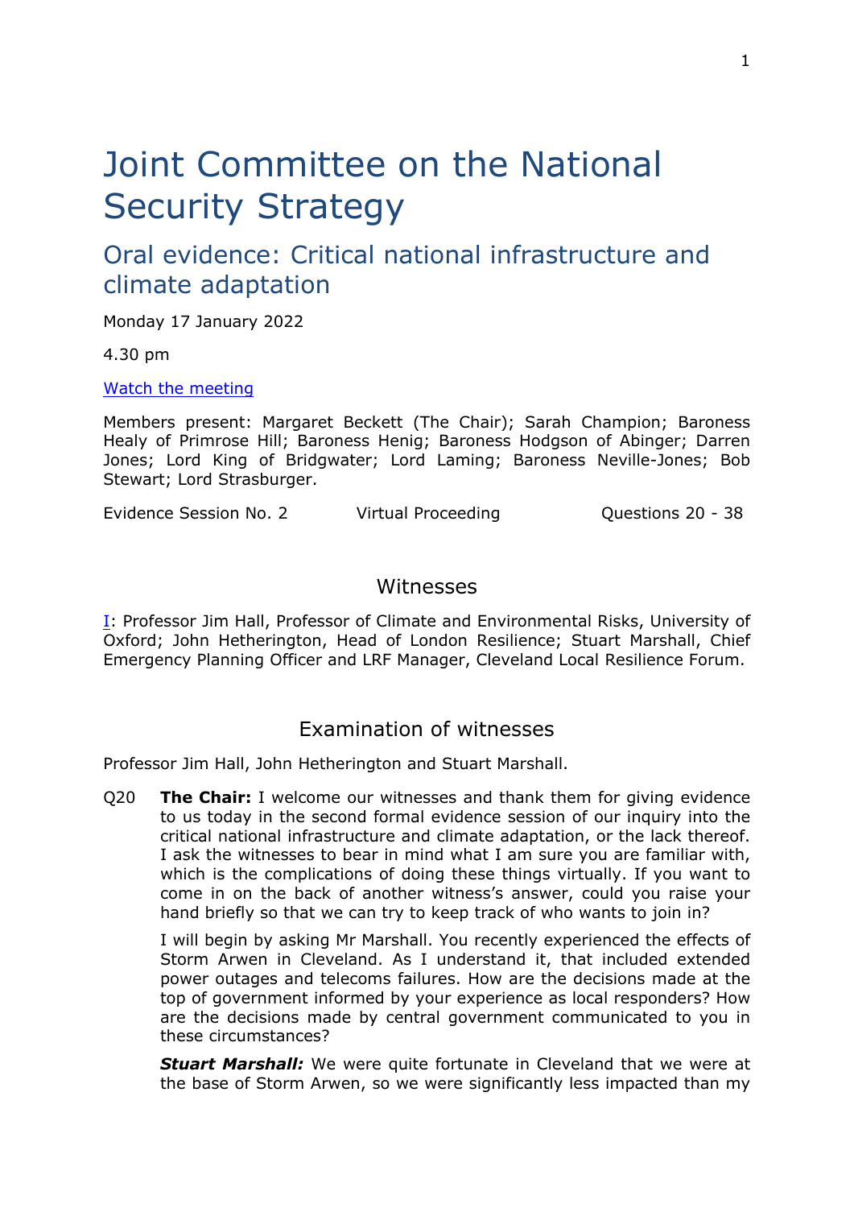# Joint Committee on the National Security Strategy

## Oral evidence: Critical national infrastructure and climate adaptation

Monday 17 January 2022

4.30 pm

[Watch the meeting](#)

Members present: Margaret Beckett (The Chair); Sarah Champion; Baroness Healy of Primrose Hill; Baroness Henig; Baroness Hodgson of Abinger; Darren Jones; Lord King of Bridgwater; Lord Laming; Baroness Neville-Jones; Bob Stewart; Lord Strasburger.

Evidence Session No. 2 | Virtual Proceeding | Questions 20 - 38

### Witnesses

[I](#): Professor Jim Hall, Professor of Climate and Environmental Risks, University of Oxford; John Hetherington, Head of London Resilience; Stuart Marshall, Chief Emergency Planning Officer and LRF Manager, Cleveland Local Resilience Forum.

### Examination of witnesses

Professor Jim Hall, John Hetherington and Stuart Marshall.

Q20 **The Chair:** I welcome our witnesses and thank them for giving evidence to us today in the second formal evidence session of our inquiry into the critical national infrastructure and climate adaptation, or the lack thereof. I ask the witnesses to bear in mind what I am sure you are familiar with, which is the complications of doing these things virtually. If you want to come in on the back of another witness's answer, could you raise your hand briefly so that we can try to keep track of who wants to join in?

I will begin by asking Mr Marshall. You recently experienced the effects of Storm Arwen in Cleveland. As I understand it, that included extended power outages and telecoms failures. How are the decisions made at the top of government informed by your experience as local responders? How are the decisions made by central government communicated to you in these circumstances?

***Stuart Marshall:*** We were quite fortunate in Cleveland that we were at the base of Storm Arwen, so we were significantly less impacted than my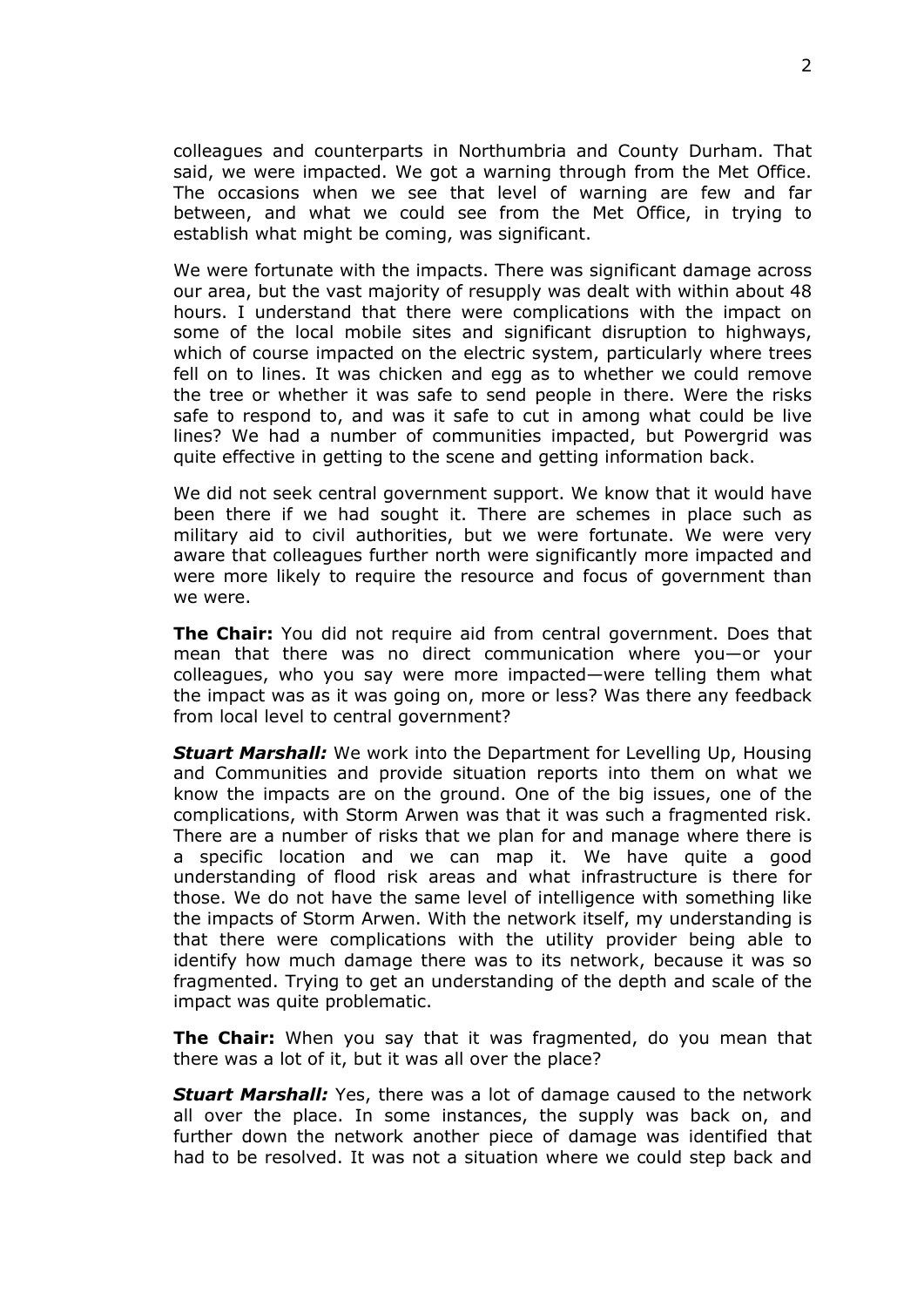colleagues and counterparts in Northumbria and County Durham. That said, we were impacted. We got a warning through from the Met Office. The occasions when we see that level of warning are few and far between, and what we could see from the Met Office, in trying to establish what might be coming, was significant.

We were fortunate with the impacts. There was significant damage across our area, but the vast majority of resupply was dealt with within about 48 hours. I understand that there were complications with the impact on some of the local mobile sites and significant disruption to highways, which of course impacted on the electric system, particularly where trees fell on to lines. It was chicken and egg as to whether we could remove the tree or whether it was safe to send people in there. Were the risks safe to respond to, and was it safe to cut in among what could be live lines? We had a number of communities impacted, but Powergrid was quite effective in getting to the scene and getting information back.

We did not seek central government support. We know that it would have been there if we had sought it. There are schemes in place such as military aid to civil authorities, but we were fortunate. We were very aware that colleagues further north were significantly more impacted and were more likely to require the resource and focus of government than we were.

**The Chair:** You did not require aid from central government. Does that mean that there was no direct communication where you—or your colleagues, who you say were more impacted—were telling them what the impact was as it was going on, more or less? Was there any feedback from local level to central government?

***Stuart Marshall:*** We work into the Department for Levelling Up, Housing and Communities and provide situation reports into them on what we know the impacts are on the ground. One of the big issues, one of the complications, with Storm Arwen was that it was such a fragmented risk. There are a number of risks that we plan for and manage where there is a specific location and we can map it. We have quite a good understanding of flood risk areas and what infrastructure is there for those. We do not have the same level of intelligence with something like the impacts of Storm Arwen. With the network itself, my understanding is that there were complications with the utility provider being able to identify how much damage there was to its network, because it was so fragmented. Trying to get an understanding of the depth and scale of the impact was quite problematic.

**The Chair:** When you say that it was fragmented, do you mean that there was a lot of it, but it was all over the place?

***Stuart Marshall:*** Yes, there was a lot of damage caused to the network all over the place. In some instances, the supply was back on, and further down the network another piece of damage was identified that had to be resolved. It was not a situation where we could step back and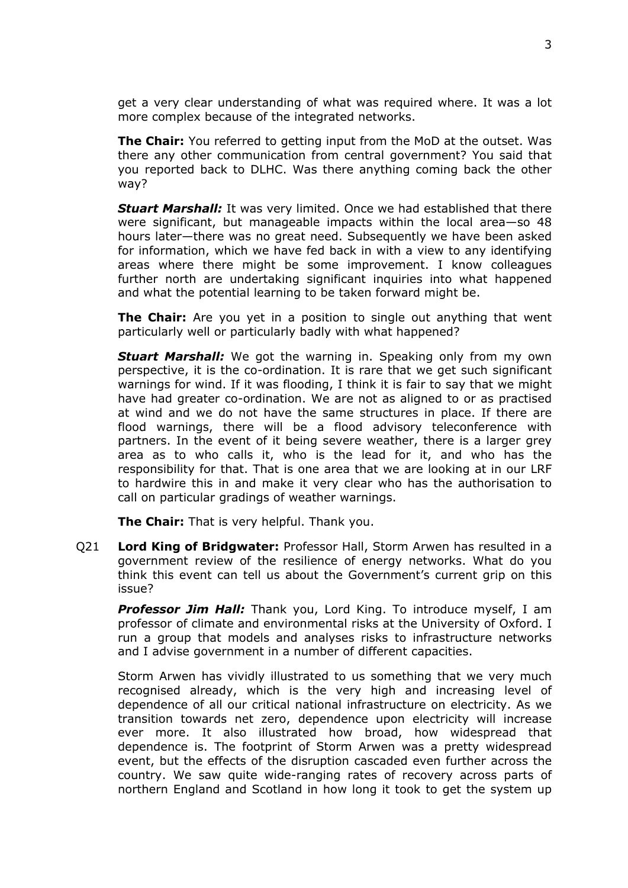get a very clear understanding of what was required where. It was a lot more complex because of the integrated networks.

**The Chair:** You referred to getting input from the MoD at the outset. Was there any other communication from central government? You said that you reported back to DLHC. Was there anything coming back the other way?

***Stuart Marshall:*** It was very limited. Once we had established that there were significant, but manageable impacts within the local area—so 48 hours later—there was no great need. Subsequently we have been asked for information, which we have fed back in with a view to any identifying areas where there might be some improvement. I know colleagues further north are undertaking significant inquiries into what happened and what the potential learning to be taken forward might be.

**The Chair:** Are you yet in a position to single out anything that went particularly well or particularly badly with what happened?

***Stuart Marshall:*** We got the warning in. Speaking only from my own perspective, it is the co-ordination. It is rare that we get such significant warnings for wind. If it was flooding, I think it is fair to say that we might have had greater co-ordination. We are not as aligned to or as practised at wind and we do not have the same structures in place. If there are flood warnings, there will be a flood advisory teleconference with partners. In the event of it being severe weather, there is a larger grey area as to who calls it, who is the lead for it, and who has the responsibility for that. That is one area that we are looking at in our LRF to hardwire this in and make it very clear who has the authorisation to call on particular gradings of weather warnings.

**The Chair:** That is very helpful. Thank you.

Q21 **Lord King of Bridgwater:** Professor Hall, Storm Arwen has resulted in a government review of the resilience of energy networks. What do you think this event can tell us about the Government's current grip on this issue?

***Professor Jim Hall:*** Thank you, Lord King. To introduce myself, I am professor of climate and environmental risks at the University of Oxford. I run a group that models and analyses risks to infrastructure networks and I advise government in a number of different capacities.

Storm Arwen has vividly illustrated to us something that we very much recognised already, which is the very high and increasing level of dependence of all our critical national infrastructure on electricity. As we transition towards net zero, dependence upon electricity will increase ever more. It also illustrated how broad, how widespread that dependence is. The footprint of Storm Arwen was a pretty widespread event, but the effects of the disruption cascaded even further across the country. We saw quite wide-ranging rates of recovery across parts of northern England and Scotland in how long it took to get the system up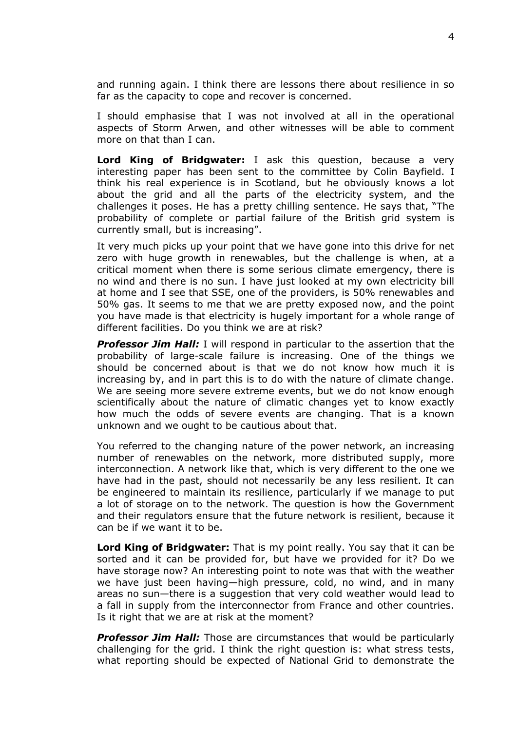and running again. I think there are lessons there about resilience in so far as the capacity to cope and recover is concerned.

I should emphasise that I was not involved at all in the operational aspects of Storm Arwen, and other witnesses will be able to comment more on that than I can.

**Lord King of Bridgwater:** I ask this question, because a very interesting paper has been sent to the committee by Colin Bayfield. I think his real experience is in Scotland, but he obviously knows a lot about the grid and all the parts of the electricity system, and the challenges it poses. He has a pretty chilling sentence. He says that, "The probability of complete or partial failure of the British grid system is currently small, but is increasing".

It very much picks up your point that we have gone into this drive for net zero with huge growth in renewables, but the challenge is when, at a critical moment when there is some serious climate emergency, there is no wind and there is no sun. I have just looked at my own electricity bill at home and I see that SSE, one of the providers, is 50% renewables and 50% gas. It seems to me that we are pretty exposed now, and the point you have made is that electricity is hugely important for a whole range of different facilities. Do you think we are at risk?

***Professor Jim Hall:*** I will respond in particular to the assertion that the probability of large-scale failure is increasing. One of the things we should be concerned about is that we do not know how much it is increasing by, and in part this is to do with the nature of climate change. We are seeing more severe extreme events, but we do not know enough scientifically about the nature of climatic changes yet to know exactly how much the odds of severe events are changing. That is a known unknown and we ought to be cautious about that.

You referred to the changing nature of the power network, an increasing number of renewables on the network, more distributed supply, more interconnection. A network like that, which is very different to the one we have had in the past, should not necessarily be any less resilient. It can be engineered to maintain its resilience, particularly if we manage to put a lot of storage on to the network. The question is how the Government and their regulators ensure that the future network is resilient, because it can be if we want it to be.

**Lord King of Bridgwater:** That is my point really. You say that it can be sorted and it can be provided for, but have we provided for it? Do we have storage now? An interesting point to note was that with the weather we have just been having—high pressure, cold, no wind, and in many areas no sun—there is a suggestion that very cold weather would lead to a fall in supply from the interconnector from France and other countries. Is it right that we are at risk at the moment?

***Professor Jim Hall:*** Those are circumstances that would be particularly challenging for the grid. I think the right question is: what stress tests, what reporting should be expected of National Grid to demonstrate the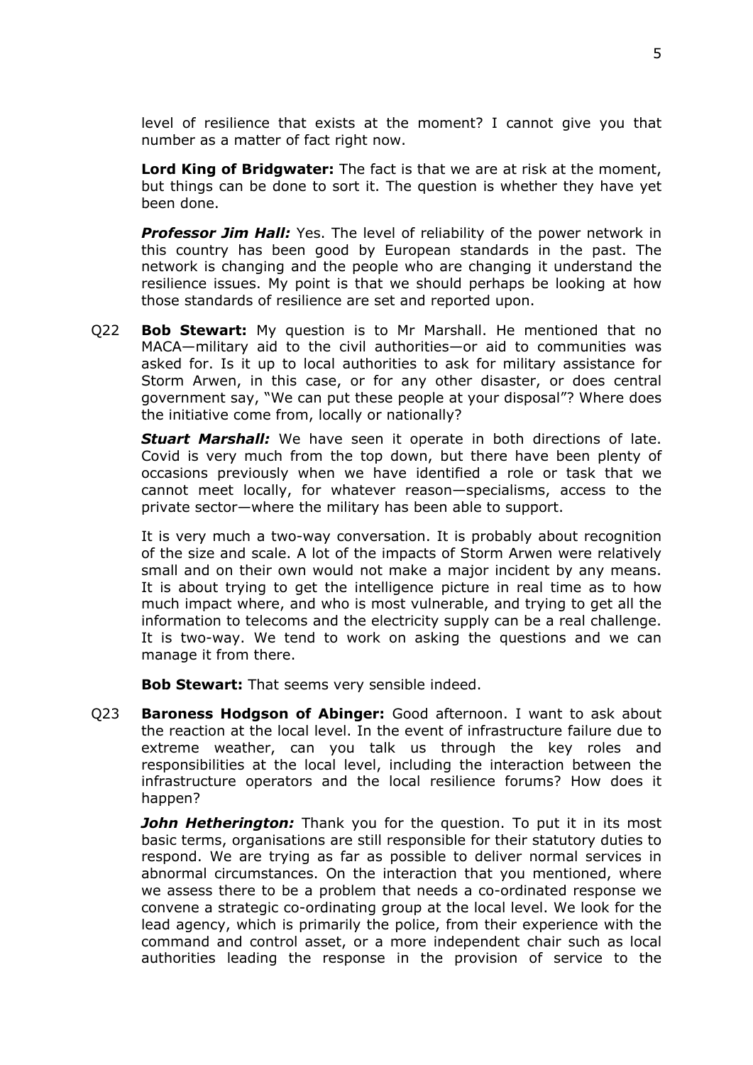level of resilience that exists at the moment? I cannot give you that number as a matter of fact right now.

**Lord King of Bridgwater:** The fact is that we are at risk at the moment, but things can be done to sort it. The question is whether they have yet been done.

***Professor Jim Hall:*** Yes. The level of reliability of the power network in this country has been good by European standards in the past. The network is changing and the people who are changing it understand the resilience issues. My point is that we should perhaps be looking at how those standards of resilience are set and reported upon.

Q22 **Bob Stewart:** My question is to Mr Marshall. He mentioned that no MACA—military aid to the civil authorities—or aid to communities was asked for. Is it up to local authorities to ask for military assistance for Storm Arwen, in this case, or for any other disaster, or does central government say, "We can put these people at your disposal"? Where does the initiative come from, locally or nationally?

***Stuart Marshall:*** We have seen it operate in both directions of late. Covid is very much from the top down, but there have been plenty of occasions previously when we have identified a role or task that we cannot meet locally, for whatever reason—specialisms, access to the private sector—where the military has been able to support.

It is very much a two-way conversation. It is probably about recognition of the size and scale. A lot of the impacts of Storm Arwen were relatively small and on their own would not make a major incident by any means. It is about trying to get the intelligence picture in real time as to how much impact where, and who is most vulnerable, and trying to get all the information to telecoms and the electricity supply can be a real challenge. It is two-way. We tend to work on asking the questions and we can manage it from there.

**Bob Stewart:** That seems very sensible indeed.

Q23 **Baroness Hodgson of Abinger:** Good afternoon. I want to ask about the reaction at the local level. In the event of infrastructure failure due to extreme weather, can you talk us through the key roles and responsibilities at the local level, including the interaction between the infrastructure operators and the local resilience forums? How does it happen?

***John Hetherington:*** Thank you for the question. To put it in its most basic terms, organisations are still responsible for their statutory duties to respond. We are trying as far as possible to deliver normal services in abnormal circumstances. On the interaction that you mentioned, where we assess there to be a problem that needs a co-ordinated response we convene a strategic co-ordinating group at the local level. We look for the lead agency, which is primarily the police, from their experience with the command and control asset, or a more independent chair such as local authorities leading the response in the provision of service to the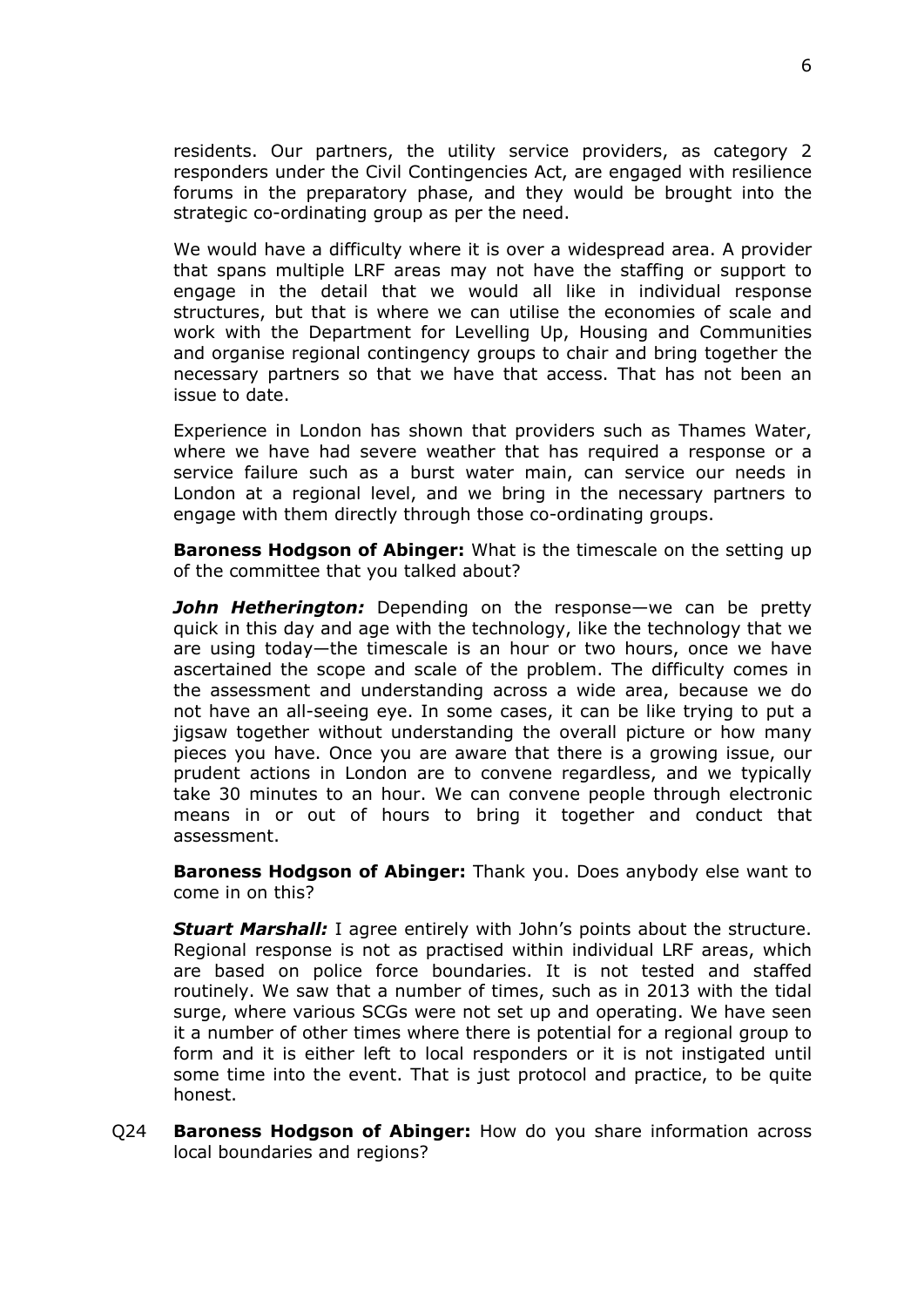residents. Our partners, the utility service providers, as category 2 responders under the Civil Contingencies Act, are engaged with resilience forums in the preparatory phase, and they would be brought into the strategic co-ordinating group as per the need.

We would have a difficulty where it is over a widespread area. A provider that spans multiple LRF areas may not have the staffing or support to engage in the detail that we would all like in individual response structures, but that is where we can utilise the economies of scale and work with the Department for Levelling Up, Housing and Communities and organise regional contingency groups to chair and bring together the necessary partners so that we have that access. That has not been an issue to date.

Experience in London has shown that providers such as Thames Water, where we have had severe weather that has required a response or a service failure such as a burst water main, can service our needs in London at a regional level, and we bring in the necessary partners to engage with them directly through those co-ordinating groups.

**Baroness Hodgson of Abinger:** What is the timescale on the setting up of the committee that you talked about?

***John Hetherington:*** Depending on the response—we can be pretty quick in this day and age with the technology, like the technology that we are using today—the timescale is an hour or two hours, once we have ascertained the scope and scale of the problem. The difficulty comes in the assessment and understanding across a wide area, because we do not have an all-seeing eye. In some cases, it can be like trying to put a jigsaw together without understanding the overall picture or how many pieces you have. Once you are aware that there is a growing issue, our prudent actions in London are to convene regardless, and we typically take 30 minutes to an hour. We can convene people through electronic means in or out of hours to bring it together and conduct that assessment.

**Baroness Hodgson of Abinger:** Thank you. Does anybody else want to come in on this?

***Stuart Marshall:*** I agree entirely with John's points about the structure. Regional response is not as practised within individual LRF areas, which are based on police force boundaries. It is not tested and staffed routinely. We saw that a number of times, such as in 2013 with the tidal surge, where various SCGs were not set up and operating. We have seen it a number of other times where there is potential for a regional group to form and it is either left to local responders or it is not instigated until some time into the event. That is just protocol and practice, to be quite honest.

Q24 **Baroness Hodgson of Abinger:** How do you share information across local boundaries and regions?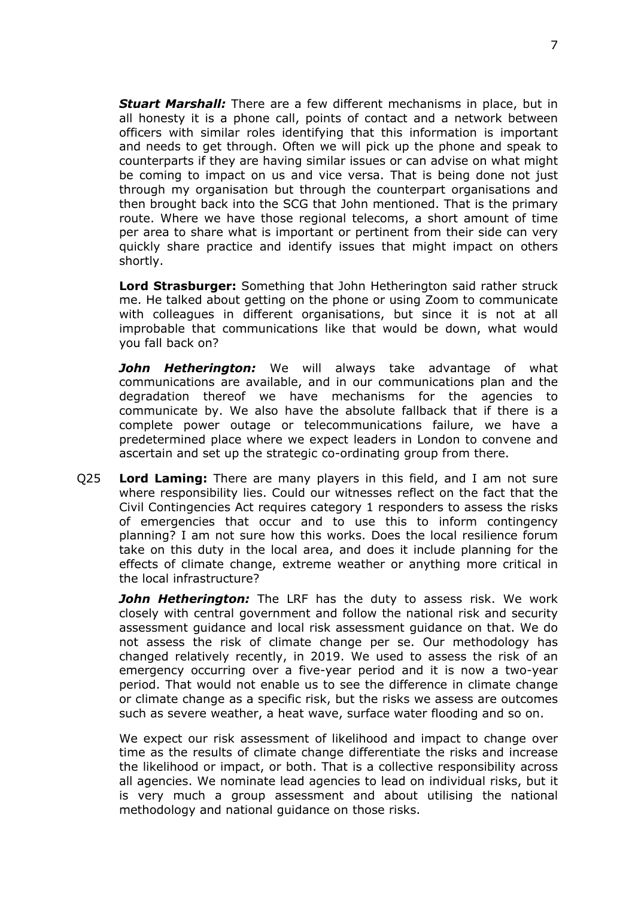***Stuart Marshall:*** There are a few different mechanisms in place, but in all honesty it is a phone call, points of contact and a network between officers with similar roles identifying that this information is important and needs to get through. Often we will pick up the phone and speak to counterparts if they are having similar issues or can advise on what might be coming to impact on us and vice versa. That is being done not just through my organisation but through the counterpart organisations and then brought back into the SCG that John mentioned. That is the primary route. Where we have those regional telecoms, a short amount of time per area to share what is important or pertinent from their side can very quickly share practice and identify issues that might impact on others shortly.

**Lord Strasburger:** Something that John Hetherington said rather struck me. He talked about getting on the phone or using Zoom to communicate with colleagues in different organisations, but since it is not at all improbable that communications like that would be down, what would you fall back on?

***John Hetherington:*** We will always take advantage of what communications are available, and in our communications plan and the degradation thereof we have mechanisms for the agencies to communicate by. We also have the absolute fallback that if there is a complete power outage or telecommunications failure, we have a predetermined place where we expect leaders in London to convene and ascertain and set up the strategic co-ordinating group from there.

Q25 **Lord Laming:** There are many players in this field, and I am not sure where responsibility lies. Could our witnesses reflect on the fact that the Civil Contingencies Act requires category 1 responders to assess the risks of emergencies that occur and to use this to inform contingency planning? I am not sure how this works. Does the local resilience forum take on this duty in the local area, and does it include planning for the effects of climate change, extreme weather or anything more critical in the local infrastructure?

***John Hetherington:*** The LRF has the duty to assess risk. We work closely with central government and follow the national risk and security assessment guidance and local risk assessment guidance on that. We do not assess the risk of climate change per se. Our methodology has changed relatively recently, in 2019. We used to assess the risk of an emergency occurring over a five-year period and it is now a two-year period. That would not enable us to see the difference in climate change or climate change as a specific risk, but the risks we assess are outcomes such as severe weather, a heat wave, surface water flooding and so on.

We expect our risk assessment of likelihood and impact to change over time as the results of climate change differentiate the risks and increase the likelihood or impact, or both. That is a collective responsibility across all agencies. We nominate lead agencies to lead on individual risks, but it is very much a group assessment and about utilising the national methodology and national guidance on those risks.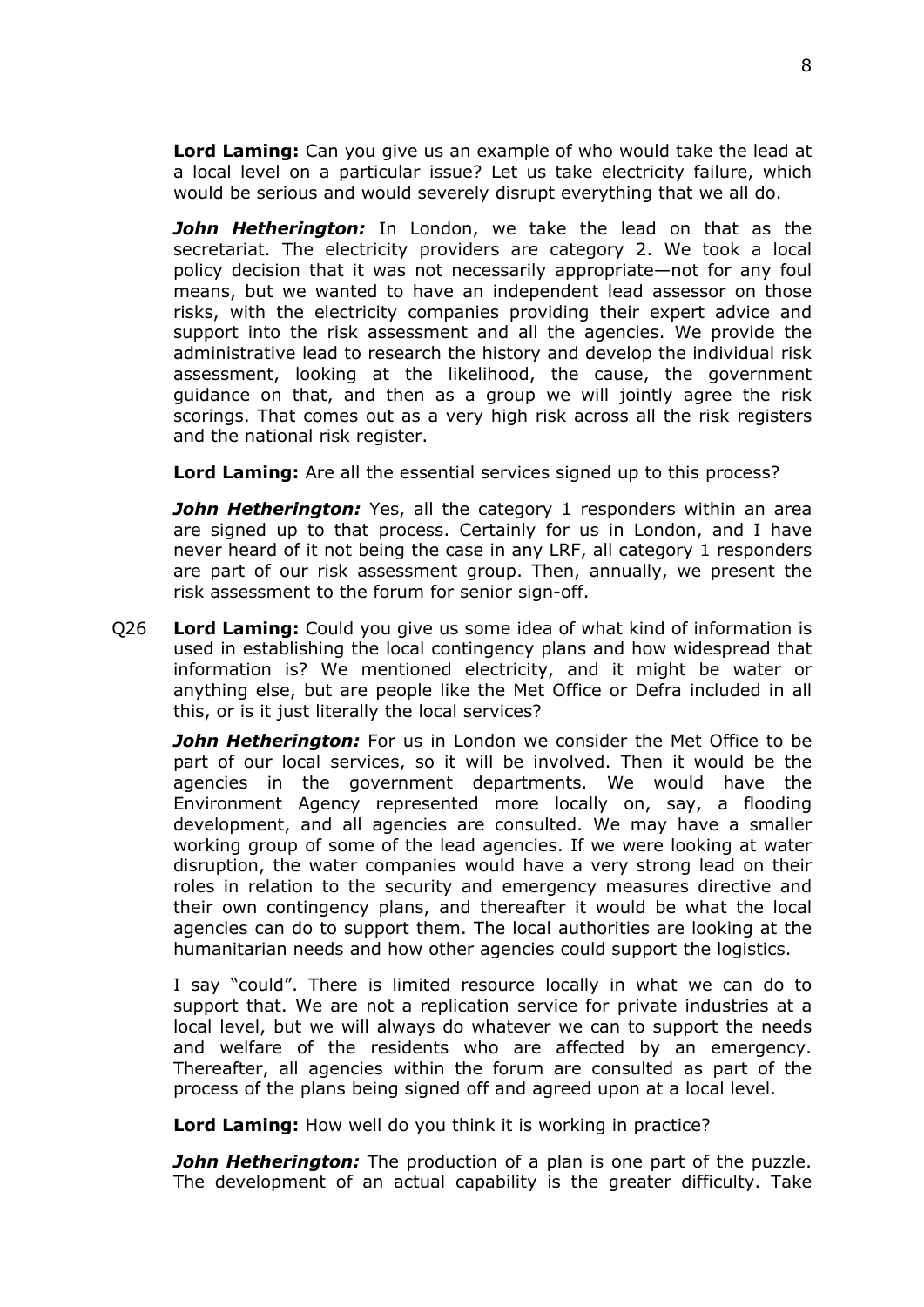**Lord Laming:** Can you give us an example of who would take the lead at a local level on a particular issue? Let us take electricity failure, which would be serious and would severely disrupt everything that we all do.

***John Hetherington:*** In London, we take the lead on that as the secretariat. The electricity providers are category 2. We took a local policy decision that it was not necessarily appropriate—not for any foul means, but we wanted to have an independent lead assessor on those risks, with the electricity companies providing their expert advice and support into the risk assessment and all the agencies. We provide the administrative lead to research the history and develop the individual risk assessment, looking at the likelihood, the cause, the government guidance on that, and then as a group we will jointly agree the risk scorings. That comes out as a very high risk across all the risk registers and the national risk register.

**Lord Laming:** Are all the essential services signed up to this process?

***John Hetherington:*** Yes, all the category 1 responders within an area are signed up to that process. Certainly for us in London, and I have never heard of it not being the case in any LRF, all category 1 responders are part of our risk assessment group. Then, annually, we present the risk assessment to the forum for senior sign-off.

Q26 **Lord Laming:** Could you give us some idea of what kind of information is used in establishing the local contingency plans and how widespread that information is? We mentioned electricity, and it might be water or anything else, but are people like the Met Office or Defra included in all this, or is it just literally the local services?

***John Hetherington:*** For us in London we consider the Met Office to be part of our local services, so it will be involved. Then it would be the agencies in the government departments. We would have the Environment Agency represented more locally on, say, a flooding development, and all agencies are consulted. We may have a smaller working group of some of the lead agencies. If we were looking at water disruption, the water companies would have a very strong lead on their roles in relation to the security and emergency measures directive and their own contingency plans, and thereafter it would be what the local agencies can do to support them. The local authorities are looking at the humanitarian needs and how other agencies could support the logistics.

I say "could". There is limited resource locally in what we can do to support that. We are not a replication service for private industries at a local level, but we will always do whatever we can to support the needs and welfare of the residents who are affected by an emergency. Thereafter, all agencies within the forum are consulted as part of the process of the plans being signed off and agreed upon at a local level.

**Lord Laming:** How well do you think it is working in practice?

***John Hetherington:*** The production of a plan is one part of the puzzle. The development of an actual capability is the greater difficulty. Take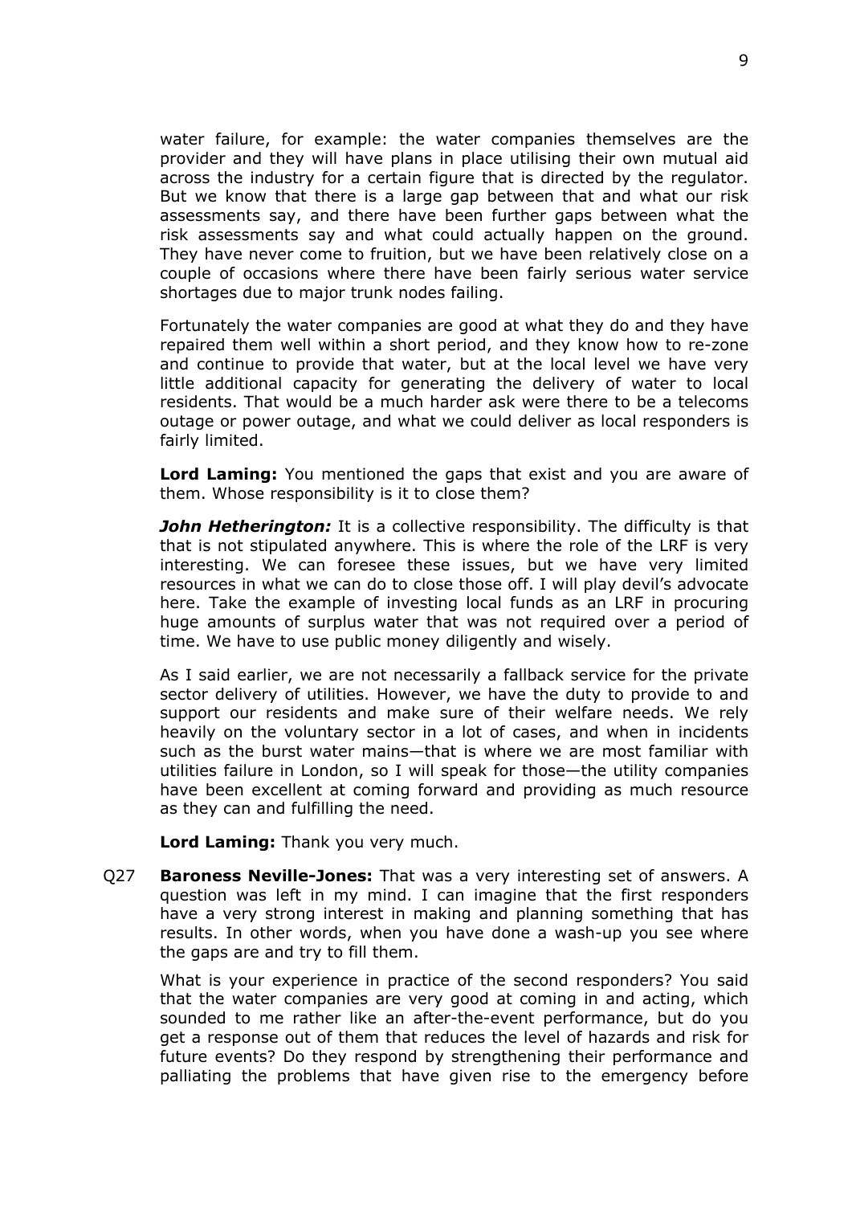water failure, for example: the water companies themselves are the provider and they will have plans in place utilising their own mutual aid across the industry for a certain figure that is directed by the regulator. But we know that there is a large gap between that and what our risk assessments say, and there have been further gaps between what the risk assessments say and what could actually happen on the ground. They have never come to fruition, but we have been relatively close on a couple of occasions where there have been fairly serious water service shortages due to major trunk nodes failing.

Fortunately the water companies are good at what they do and they have repaired them well within a short period, and they know how to re-zone and continue to provide that water, but at the local level we have very little additional capacity for generating the delivery of water to local residents. That would be a much harder ask were there to be a telecoms outage or power outage, and what we could deliver as local responders is fairly limited.

**Lord Laming:** You mentioned the gaps that exist and you are aware of them. Whose responsibility is it to close them?

***John Hetherington:*** It is a collective responsibility. The difficulty is that that is not stipulated anywhere. This is where the role of the LRF is very interesting. We can foresee these issues, but we have very limited resources in what we can do to close those off. I will play devil's advocate here. Take the example of investing local funds as an LRF in procuring huge amounts of surplus water that was not required over a period of time. We have to use public money diligently and wisely.

As I said earlier, we are not necessarily a fallback service for the private sector delivery of utilities. However, we have the duty to provide to and support our residents and make sure of their welfare needs. We rely heavily on the voluntary sector in a lot of cases, and when in incidents such as the burst water mains—that is where we are most familiar with utilities failure in London, so I will speak for those—the utility companies have been excellent at coming forward and providing as much resource as they can and fulfilling the need.

**Lord Laming:** Thank you very much.

Q27 **Baroness Neville-Jones:** That was a very interesting set of answers. A question was left in my mind. I can imagine that the first responders have a very strong interest in making and planning something that has results. In other words, when you have done a wash-up you see where the gaps are and try to fill them.

What is your experience in practice of the second responders? You said that the water companies are very good at coming in and acting, which sounded to me rather like an after-the-event performance, but do you get a response out of them that reduces the level of hazards and risk for future events? Do they respond by strengthening their performance and palliating the problems that have given rise to the emergency before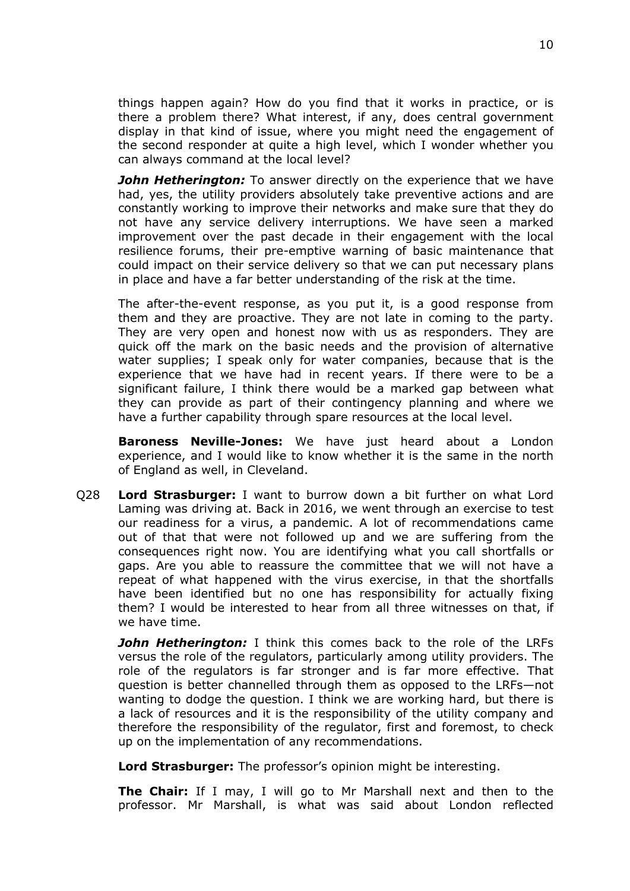things happen again? How do you find that it works in practice, or is there a problem there? What interest, if any, does central government display in that kind of issue, where you might need the engagement of the second responder at quite a high level, which I wonder whether you can always command at the local level?

***John Hetherington:*** To answer directly on the experience that we have had, yes, the utility providers absolutely take preventive actions and are constantly working to improve their networks and make sure that they do not have any service delivery interruptions. We have seen a marked improvement over the past decade in their engagement with the local resilience forums, their pre-emptive warning of basic maintenance that could impact on their service delivery so that we can put necessary plans in place and have a far better understanding of the risk at the time.

The after-the-event response, as you put it, is a good response from them and they are proactive. They are not late in coming to the party. They are very open and honest now with us as responders. They are quick off the mark on the basic needs and the provision of alternative water supplies; I speak only for water companies, because that is the experience that we have had in recent years. If there were to be a significant failure, I think there would be a marked gap between what they can provide as part of their contingency planning and where we have a further capability through spare resources at the local level.

**Baroness Neville-Jones:** We have just heard about a London experience, and I would like to know whether it is the same in the north of England as well, in Cleveland.

Q28 **Lord Strasburger:** I want to burrow down a bit further on what Lord Laming was driving at. Back in 2016, we went through an exercise to test our readiness for a virus, a pandemic. A lot of recommendations came out of that that were not followed up and we are suffering from the consequences right now. You are identifying what you call shortfalls or gaps. Are you able to reassure the committee that we will not have a repeat of what happened with the virus exercise, in that the shortfalls have been identified but no one has responsibility for actually fixing them? I would be interested to hear from all three witnesses on that, if we have time.

***John Hetherington:*** I think this comes back to the role of the LRFs versus the role of the regulators, particularly among utility providers. The role of the regulators is far stronger and is far more effective. That question is better channelled through them as opposed to the LRFs—not wanting to dodge the question. I think we are working hard, but there is a lack of resources and it is the responsibility of the utility company and therefore the responsibility of the regulator, first and foremost, to check up on the implementation of any recommendations.

**Lord Strasburger:** The professor's opinion might be interesting.

**The Chair:** If I may, I will go to Mr Marshall next and then to the professor. Mr Marshall, is what was said about London reflected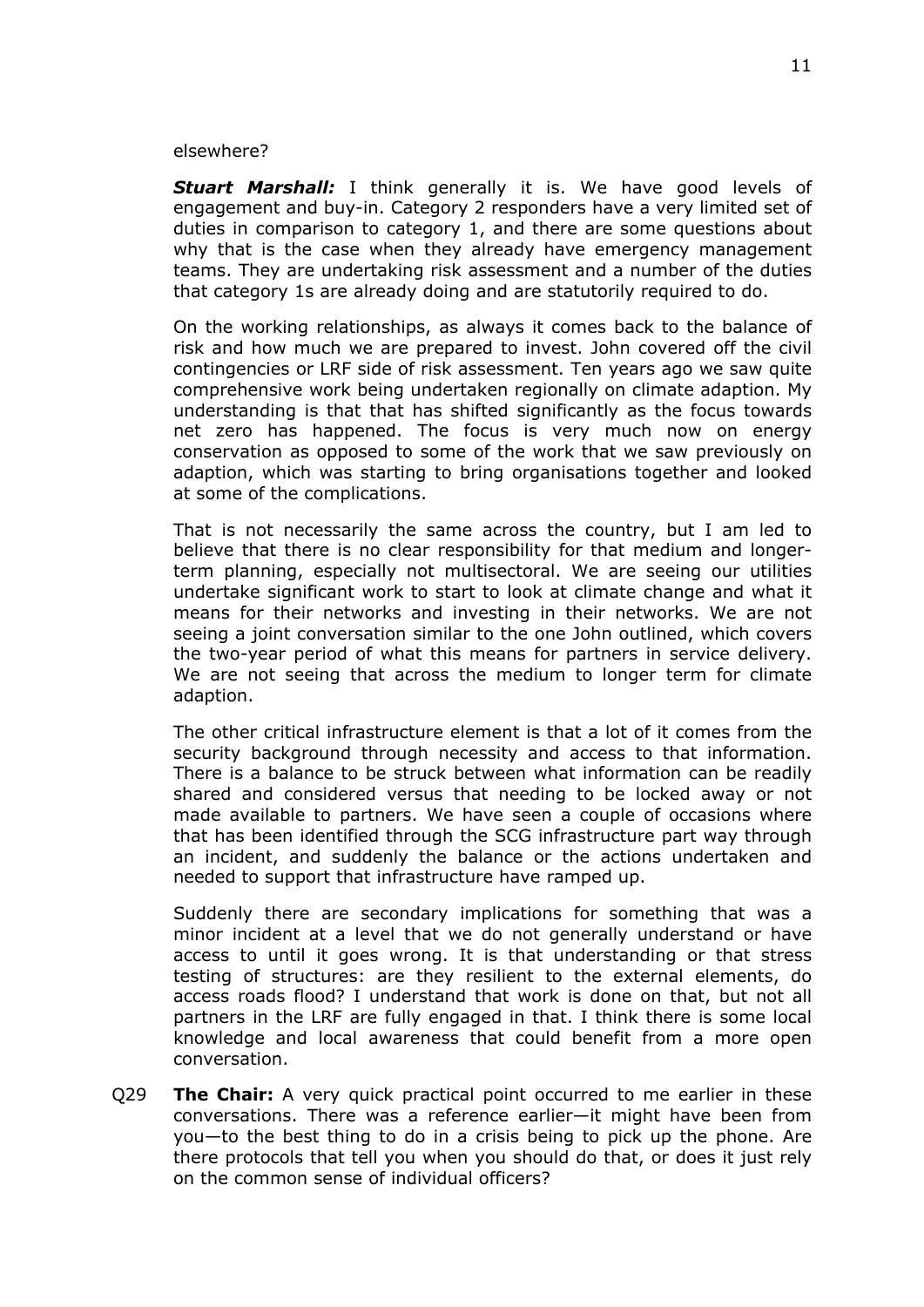elsewhere?

***Stuart Marshall:*** I think generally it is. We have good levels of engagement and buy-in. Category 2 responders have a very limited set of duties in comparison to category 1, and there are some questions about why that is the case when they already have emergency management teams. They are undertaking risk assessment and a number of the duties that category 1s are already doing and are statutorily required to do.

On the working relationships, as always it comes back to the balance of risk and how much we are prepared to invest. John covered off the civil contingencies or LRF side of risk assessment. Ten years ago we saw quite comprehensive work being undertaken regionally on climate adaption. My understanding is that that has shifted significantly as the focus towards net zero has happened. The focus is very much now on energy conservation as opposed to some of the work that we saw previously on adaption, which was starting to bring organisations together and looked at some of the complications.

That is not necessarily the same across the country, but I am led to believe that there is no clear responsibility for that medium and longer-term planning, especially not multisectoral. We are seeing our utilities undertake significant work to start to look at climate change and what it means for their networks and investing in their networks. We are not seeing a joint conversation similar to the one John outlined, which covers the two-year period of what this means for partners in service delivery. We are not seeing that across the medium to longer term for climate adaption.

The other critical infrastructure element is that a lot of it comes from the security background through necessity and access to that information. There is a balance to be struck between what information can be readily shared and considered versus that needing to be locked away or not made available to partners. We have seen a couple of occasions where that has been identified through the SCG infrastructure part way through an incident, and suddenly the balance or the actions undertaken and needed to support that infrastructure have ramped up.

Suddenly there are secondary implications for something that was a minor incident at a level that we do not generally understand or have access to until it goes wrong. It is that understanding or that stress testing of structures: are they resilient to the external elements, do access roads flood? I understand that work is done on that, but not all partners in the LRF are fully engaged in that. I think there is some local knowledge and local awareness that could benefit from a more open conversation.

Q29 **The Chair:** A very quick practical point occurred to me earlier in these conversations. There was a reference earlier—it might have been from you—to the best thing to do in a crisis being to pick up the phone. Are there protocols that tell you when you should do that, or does it just rely on the common sense of individual officers?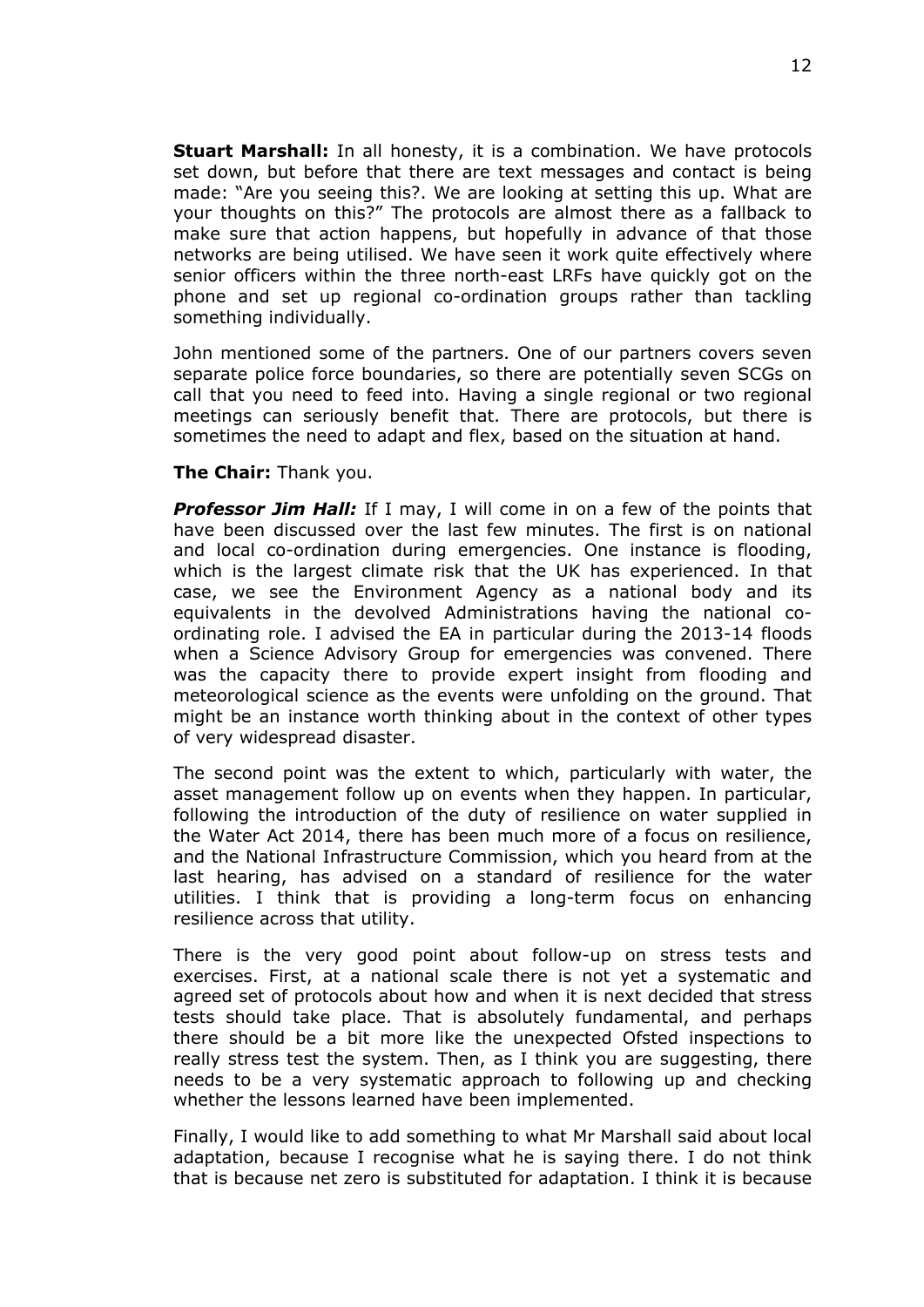**Stuart Marshall:** In all honesty, it is a combination. We have protocols set down, but before that there are text messages and contact is being made: "Are you seeing this?. We are looking at setting this up. What are your thoughts on this?" The protocols are almost there as a fallback to make sure that action happens, but hopefully in advance of that those networks are being utilised. We have seen it work quite effectively where senior officers within the three north-east LRFs have quickly got on the phone and set up regional co-ordination groups rather than tackling something individually.

John mentioned some of the partners. One of our partners covers seven separate police force boundaries, so there are potentially seven SCGs on call that you need to feed into. Having a single regional or two regional meetings can seriously benefit that. There are protocols, but there is sometimes the need to adapt and flex, based on the situation at hand.

**The Chair:** Thank you.

***Professor Jim Hall:*** If I may, I will come in on a few of the points that have been discussed over the last few minutes. The first is on national and local co-ordination during emergencies. One instance is flooding, which is the largest climate risk that the UK has experienced. In that case, we see the Environment Agency as a national body and its equivalents in the devolved Administrations having the national co-ordinating role. I advised the EA in particular during the 2013-14 floods when a Science Advisory Group for emergencies was convened. There was the capacity there to provide expert insight from flooding and meteorological science as the events were unfolding on the ground. That might be an instance worth thinking about in the context of other types of very widespread disaster.

The second point was the extent to which, particularly with water, the asset management follow up on events when they happen. In particular, following the introduction of the duty of resilience on water supplied in the Water Act 2014, there has been much more of a focus on resilience, and the National Infrastructure Commission, which you heard from at the last hearing, has advised on a standard of resilience for the water utilities. I think that is providing a long-term focus on enhancing resilience across that utility.

There is the very good point about follow-up on stress tests and exercises. First, at a national scale there is not yet a systematic and agreed set of protocols about how and when it is next decided that stress tests should take place. That is absolutely fundamental, and perhaps there should be a bit more like the unexpected Ofsted inspections to really stress test the system. Then, as I think you are suggesting, there needs to be a very systematic approach to following up and checking whether the lessons learned have been implemented.

Finally, I would like to add something to what Mr Marshall said about local adaptation, because I recognise what he is saying there. I do not think that is because net zero is substituted for adaptation. I think it is because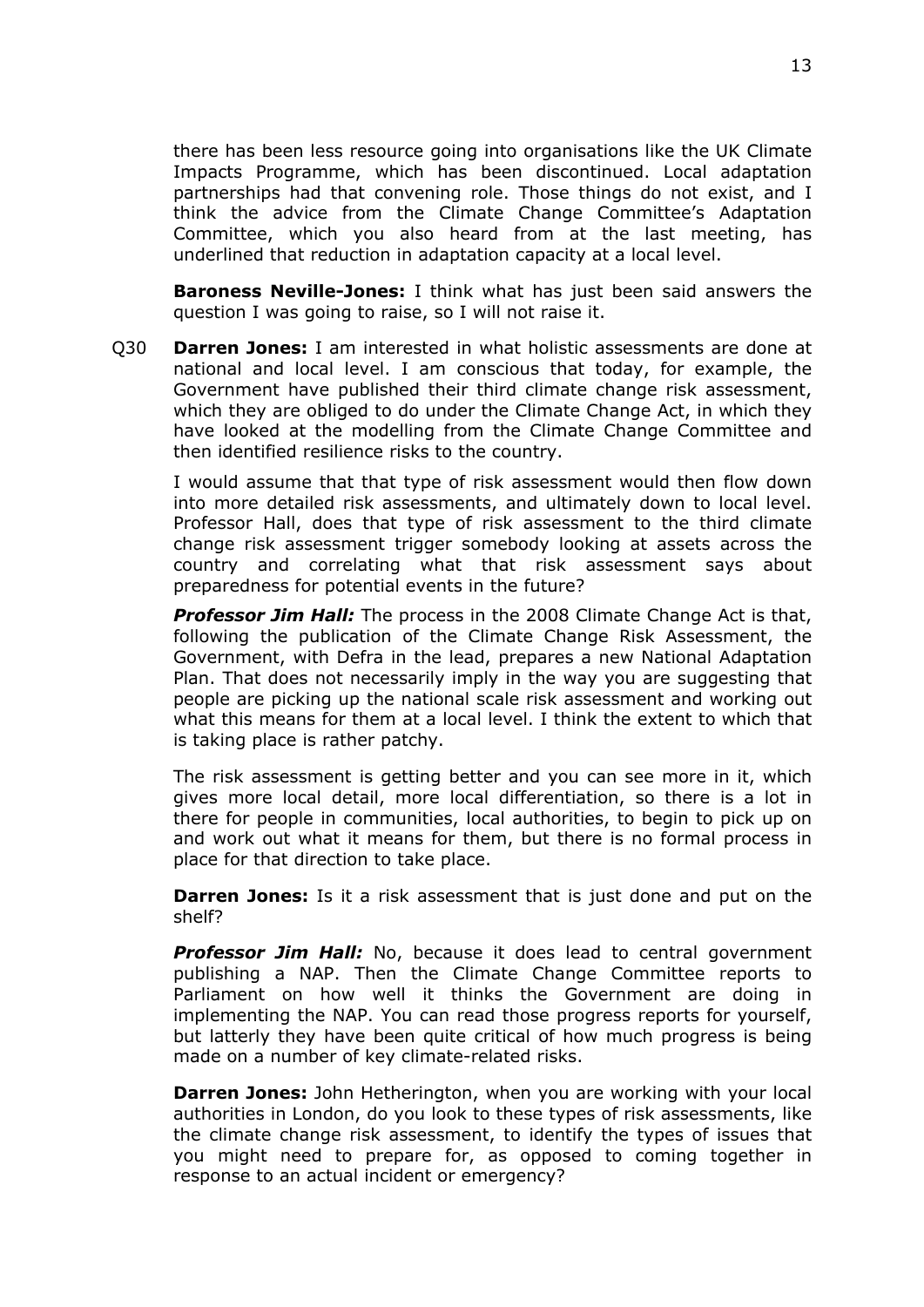there has been less resource going into organisations like the UK Climate Impacts Programme, which has been discontinued. Local adaptation partnerships had that convening role. Those things do not exist, and I think the advice from the Climate Change Committee's Adaptation Committee, which you also heard from at the last meeting, has underlined that reduction in adaptation capacity at a local level.

**Baroness Neville-Jones:** I think what has just been said answers the question I was going to raise, so I will not raise it.

Q30 **Darren Jones:** I am interested in what holistic assessments are done at national and local level. I am conscious that today, for example, the Government have published their third climate change risk assessment, which they are obliged to do under the Climate Change Act, in which they have looked at the modelling from the Climate Change Committee and then identified resilience risks to the country.

I would assume that that type of risk assessment would then flow down into more detailed risk assessments, and ultimately down to local level. Professor Hall, does that type of risk assessment to the third climate change risk assessment trigger somebody looking at assets across the country and correlating what that risk assessment says about preparedness for potential events in the future?

***Professor Jim Hall:*** The process in the 2008 Climate Change Act is that, following the publication of the Climate Change Risk Assessment, the Government, with Defra in the lead, prepares a new National Adaptation Plan. That does not necessarily imply in the way you are suggesting that people are picking up the national scale risk assessment and working out what this means for them at a local level. I think the extent to which that is taking place is rather patchy.

The risk assessment is getting better and you can see more in it, which gives more local detail, more local differentiation, so there is a lot in there for people in communities, local authorities, to begin to pick up on and work out what it means for them, but there is no formal process in place for that direction to take place.

**Darren Jones:** Is it a risk assessment that is just done and put on the shelf?

***Professor Jim Hall:*** No, because it does lead to central government publishing a NAP. Then the Climate Change Committee reports to Parliament on how well it thinks the Government are doing in implementing the NAP. You can read those progress reports for yourself, but latterly they have been quite critical of how much progress is being made on a number of key climate-related risks.

**Darren Jones:** John Hetherington, when you are working with your local authorities in London, do you look to these types of risk assessments, like the climate change risk assessment, to identify the types of issues that you might need to prepare for, as opposed to coming together in response to an actual incident or emergency?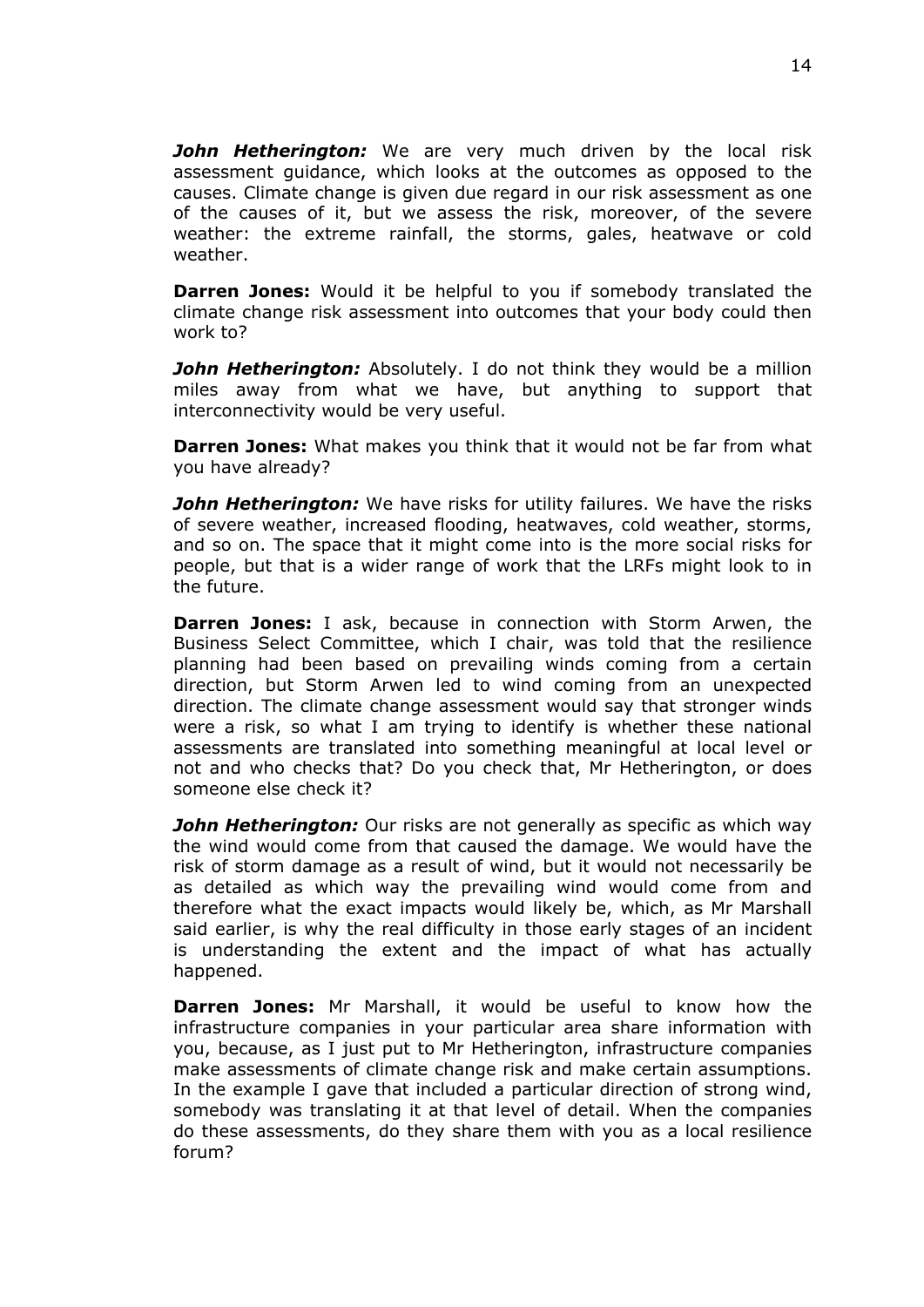***John Hetherington:*** We are very much driven by the local risk assessment guidance, which looks at the outcomes as opposed to the causes. Climate change is given due regard in our risk assessment as one of the causes of it, but we assess the risk, moreover, of the severe weather: the extreme rainfall, the storms, gales, heatwave or cold weather.

**Darren Jones:** Would it be helpful to you if somebody translated the climate change risk assessment into outcomes that your body could then work to?

***John Hetherington:*** Absolutely. I do not think they would be a million miles away from what we have, but anything to support that interconnectivity would be very useful.

**Darren Jones:** What makes you think that it would not be far from what you have already?

***John Hetherington:*** We have risks for utility failures. We have the risks of severe weather, increased flooding, heatwaves, cold weather, storms, and so on. The space that it might come into is the more social risks for people, but that is a wider range of work that the LRFs might look to in the future.

**Darren Jones:** I ask, because in connection with Storm Arwen, the Business Select Committee, which I chair, was told that the resilience planning had been based on prevailing winds coming from a certain direction, but Storm Arwen led to wind coming from an unexpected direction. The climate change assessment would say that stronger winds were a risk, so what I am trying to identify is whether these national assessments are translated into something meaningful at local level or not and who checks that? Do you check that, Mr Hetherington, or does someone else check it?

***John Hetherington:*** Our risks are not generally as specific as which way the wind would come from that caused the damage. We would have the risk of storm damage as a result of wind, but it would not necessarily be as detailed as which way the prevailing wind would come from and therefore what the exact impacts would likely be, which, as Mr Marshall said earlier, is why the real difficulty in those early stages of an incident is understanding the extent and the impact of what has actually happened.

**Darren Jones:** Mr Marshall, it would be useful to know how the infrastructure companies in your particular area share information with you, because, as I just put to Mr Hetherington, infrastructure companies make assessments of climate change risk and make certain assumptions. In the example I gave that included a particular direction of strong wind, somebody was translating it at that level of detail. When the companies do these assessments, do they share them with you as a local resilience forum?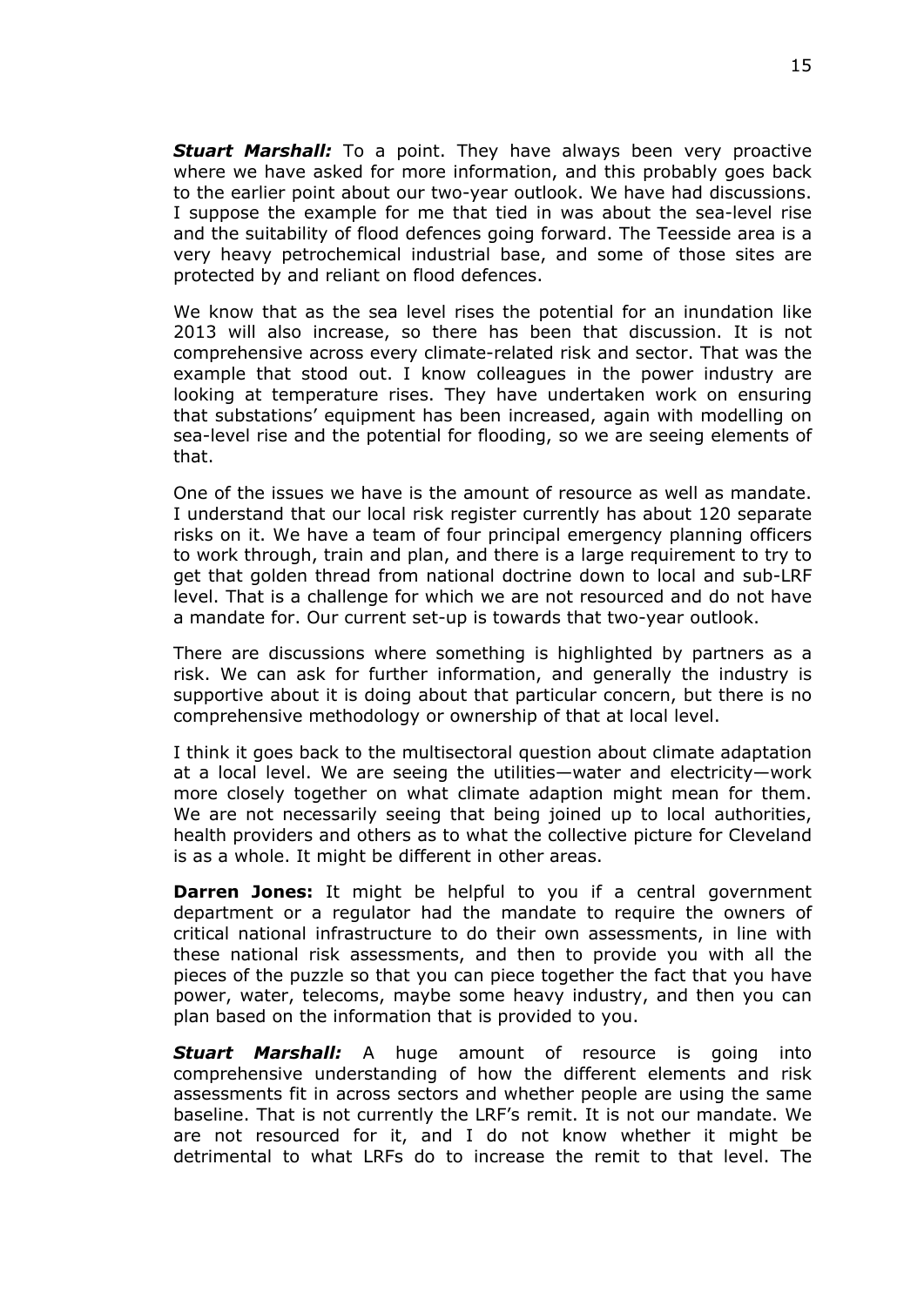***Stuart Marshall:*** To a point. They have always been very proactive where we have asked for more information, and this probably goes back to the earlier point about our two-year outlook. We have had discussions. I suppose the example for me that tied in was about the sea-level rise and the suitability of flood defences going forward. The Teesside area is a very heavy petrochemical industrial base, and some of those sites are protected by and reliant on flood defences.

We know that as the sea level rises the potential for an inundation like 2013 will also increase, so there has been that discussion. It is not comprehensive across every climate-related risk and sector. That was the example that stood out. I know colleagues in the power industry are looking at temperature rises. They have undertaken work on ensuring that substations' equipment has been increased, again with modelling on sea-level rise and the potential for flooding, so we are seeing elements of that.

One of the issues we have is the amount of resource as well as mandate. I understand that our local risk register currently has about 120 separate risks on it. We have a team of four principal emergency planning officers to work through, train and plan, and there is a large requirement to try to get that golden thread from national doctrine down to local and sub-LRF level. That is a challenge for which we are not resourced and do not have a mandate for. Our current set-up is towards that two-year outlook.

There are discussions where something is highlighted by partners as a risk. We can ask for further information, and generally the industry is supportive about it is doing about that particular concern, but there is no comprehensive methodology or ownership of that at local level.

I think it goes back to the multisectoral question about climate adaptation at a local level. We are seeing the utilities—water and electricity—work more closely together on what climate adaption might mean for them. We are not necessarily seeing that being joined up to local authorities, health providers and others as to what the collective picture for Cleveland is as a whole. It might be different in other areas.

**Darren Jones:** It might be helpful to you if a central government department or a regulator had the mandate to require the owners of critical national infrastructure to do their own assessments, in line with these national risk assessments, and then to provide you with all the pieces of the puzzle so that you can piece together the fact that you have power, water, telecoms, maybe some heavy industry, and then you can plan based on the information that is provided to you.

***Stuart Marshall:*** A huge amount of resource is going into comprehensive understanding of how the different elements and risk assessments fit in across sectors and whether people are using the same baseline. That is not currently the LRF's remit. It is not our mandate. We are not resourced for it, and I do not know whether it might be detrimental to what LRFs do to increase the remit to that level. The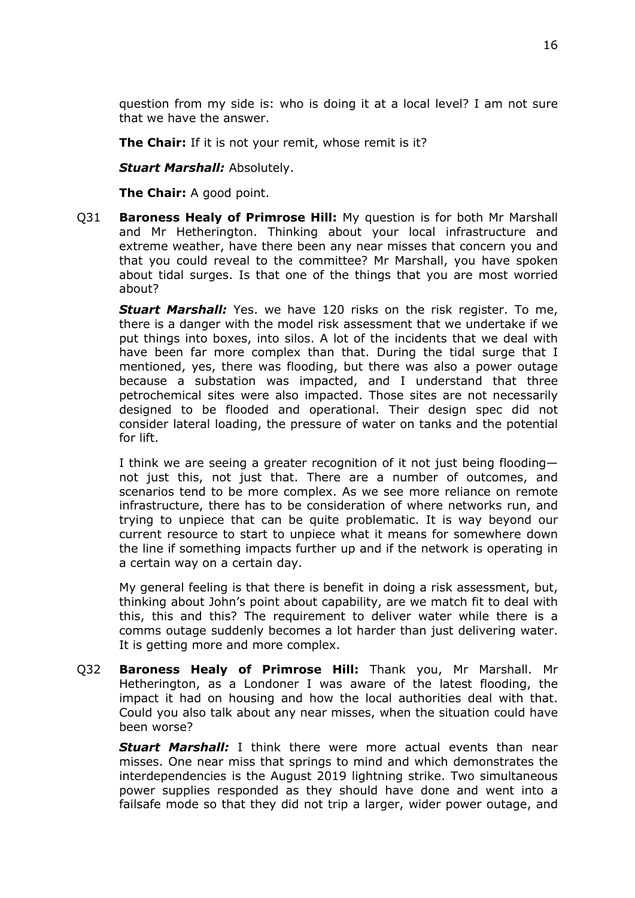question from my side is: who is doing it at a local level? I am not sure that we have the answer.

**The Chair:** If it is not your remit, whose remit is it?

***Stuart Marshall:*** Absolutely.

**The Chair:** A good point.

Q31 **Baroness Healy of Primrose Hill:** My question is for both Mr Marshall and Mr Hetherington. Thinking about your local infrastructure and extreme weather, have there been any near misses that concern you and that you could reveal to the committee? Mr Marshall, you have spoken about tidal surges. Is that one of the things that you are most worried about?

***Stuart Marshall:*** Yes. we have 120 risks on the risk register. To me, there is a danger with the model risk assessment that we undertake if we put things into boxes, into silos. A lot of the incidents that we deal with have been far more complex than that. During the tidal surge that I mentioned, yes, there was flooding, but there was also a power outage because a substation was impacted, and I understand that three petrochemical sites were also impacted. Those sites are not necessarily designed to be flooded and operational. Their design spec did not consider lateral loading, the pressure of water on tanks and the potential for lift.

I think we are seeing a greater recognition of it not just being flooding—not just this, not just that. There are a number of outcomes, and scenarios tend to be more complex. As we see more reliance on remote infrastructure, there has to be consideration of where networks run, and trying to unpiece that can be quite problematic. It is way beyond our current resource to start to unpiece what it means for somewhere down the line if something impacts further up and if the network is operating in a certain way on a certain day.

My general feeling is that there is benefit in doing a risk assessment, but, thinking about John's point about capability, are we match fit to deal with this, this and this? The requirement to deliver water while there is a comms outage suddenly becomes a lot harder than just delivering water. It is getting more and more complex.

Q32 **Baroness Healy of Primrose Hill:** Thank you, Mr Marshall. Mr Hetherington, as a Londoner I was aware of the latest flooding, the impact it had on housing and how the local authorities deal with that. Could you also talk about any near misses, when the situation could have been worse?

***Stuart Marshall:*** I think there were more actual events than near misses. One near miss that springs to mind and which demonstrates the interdependencies is the August 2019 lightning strike. Two simultaneous power supplies responded as they should have done and went into a failsafe mode so that they did not trip a larger, wider power outage, and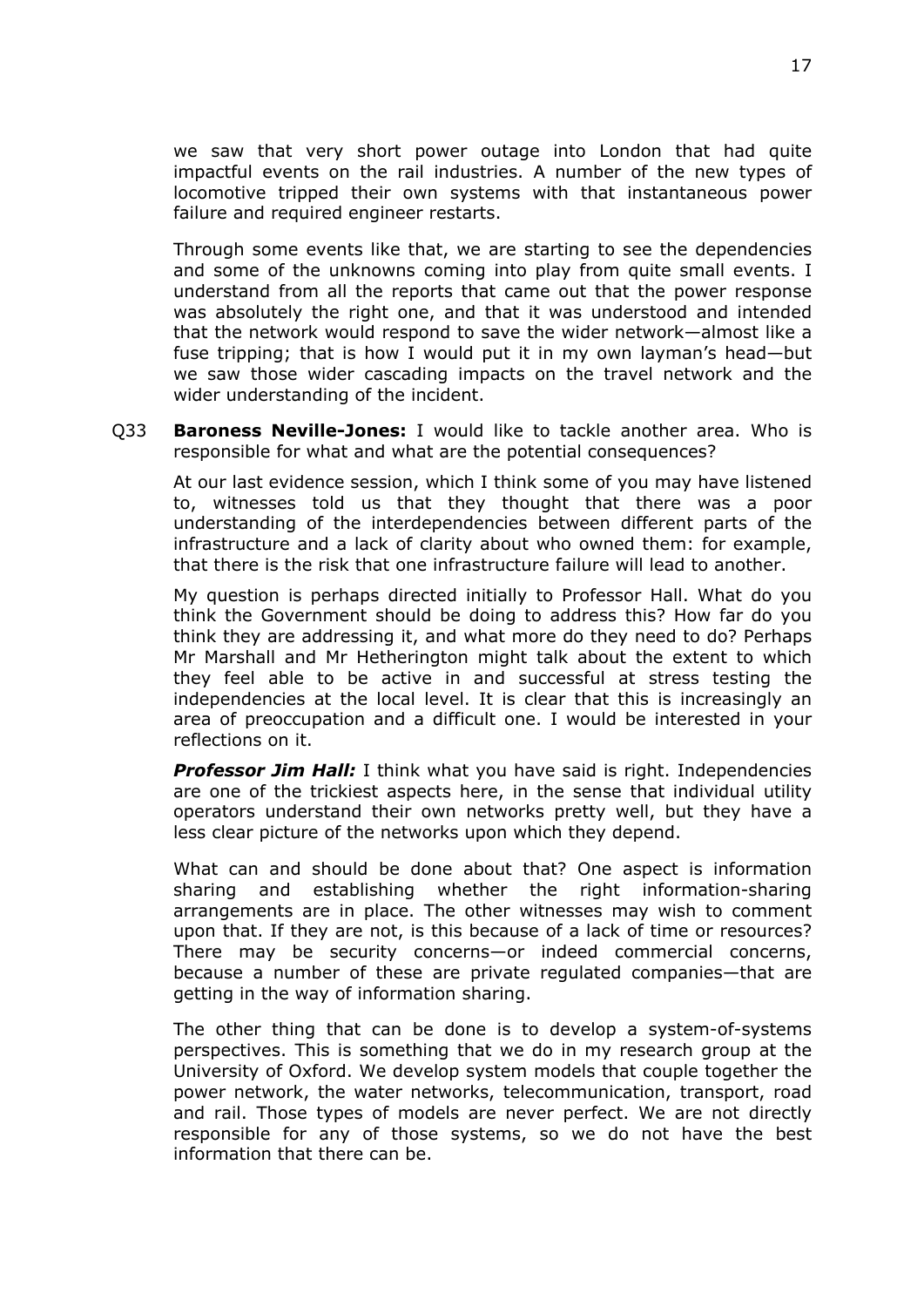we saw that very short power outage into London that had quite impactful events on the rail industries. A number of the new types of locomotive tripped their own systems with that instantaneous power failure and required engineer restarts.

Through some events like that, we are starting to see the dependencies and some of the unknowns coming into play from quite small events. I understand from all the reports that came out that the power response was absolutely the right one, and that it was understood and intended that the network would respond to save the wider network—almost like a fuse tripping; that is how I would put it in my own layman's head—but we saw those wider cascading impacts on the travel network and the wider understanding of the incident.

Q33 **Baroness Neville-Jones:** I would like to tackle another area. Who is responsible for what and what are the potential consequences?

At our last evidence session, which I think some of you may have listened to, witnesses told us that they thought that there was a poor understanding of the interdependencies between different parts of the infrastructure and a lack of clarity about who owned them: for example, that there is the risk that one infrastructure failure will lead to another.

My question is perhaps directed initially to Professor Hall. What do you think the Government should be doing to address this? How far do you think they are addressing it, and what more do they need to do? Perhaps Mr Marshall and Mr Hetherington might talk about the extent to which they feel able to be active in and successful at stress testing the independencies at the local level. It is clear that this is increasingly an area of preoccupation and a difficult one. I would be interested in your reflections on it.

***Professor Jim Hall:*** I think what you have said is right. Independencies are one of the trickiest aspects here, in the sense that individual utility operators understand their own networks pretty well, but they have a less clear picture of the networks upon which they depend.

What can and should be done about that? One aspect is information sharing and establishing whether the right information-sharing arrangements are in place. The other witnesses may wish to comment upon that. If they are not, is this because of a lack of time or resources? There may be security concerns—or indeed commercial concerns, because a number of these are private regulated companies—that are getting in the way of information sharing.

The other thing that can be done is to develop a system-of-systems perspectives. This is something that we do in my research group at the University of Oxford. We develop system models that couple together the power network, the water networks, telecommunication, transport, road and rail. Those types of models are never perfect. We are not directly responsible for any of those systems, so we do not have the best information that there can be.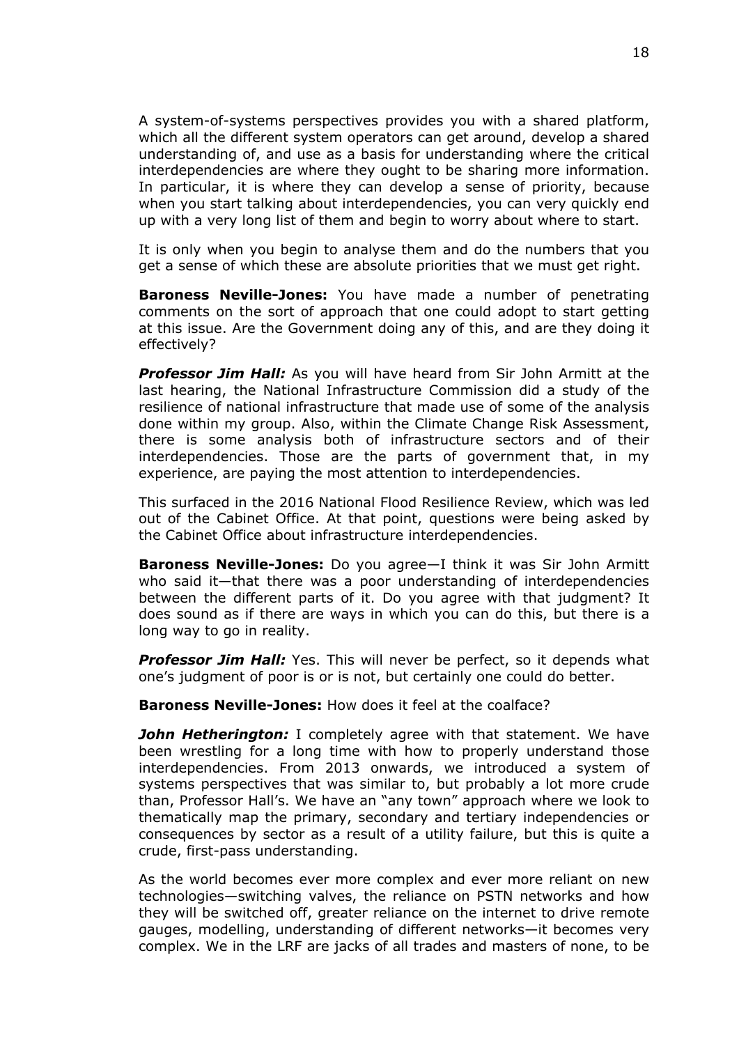A system-of-systems perspectives provides you with a shared platform, which all the different system operators can get around, develop a shared understanding of, and use as a basis for understanding where the critical interdependencies are where they ought to be sharing more information. In particular, it is where they can develop a sense of priority, because when you start talking about interdependencies, you can very quickly end up with a very long list of them and begin to worry about where to start.

It is only when you begin to analyse them and do the numbers that you get a sense of which these are absolute priorities that we must get right.

**Baroness Neville-Jones:** You have made a number of penetrating comments on the sort of approach that one could adopt to start getting at this issue. Are the Government doing any of this, and are they doing it effectively?

***Professor Jim Hall:*** As you will have heard from Sir John Armitt at the last hearing, the National Infrastructure Commission did a study of the resilience of national infrastructure that made use of some of the analysis done within my group. Also, within the Climate Change Risk Assessment, there is some analysis both of infrastructure sectors and of their interdependencies. Those are the parts of government that, in my experience, are paying the most attention to interdependencies.

This surfaced in the 2016 National Flood Resilience Review, which was led out of the Cabinet Office. At that point, questions were being asked by the Cabinet Office about infrastructure interdependencies.

**Baroness Neville-Jones:** Do you agree—I think it was Sir John Armitt who said it—that there was a poor understanding of interdependencies between the different parts of it. Do you agree with that judgment? It does sound as if there are ways in which you can do this, but there is a long way to go in reality.

***Professor Jim Hall:*** Yes. This will never be perfect, so it depends what one's judgment of poor is or is not, but certainly one could do better.

**Baroness Neville-Jones:** How does it feel at the coalface?

***John Hetherington:*** I completely agree with that statement. We have been wrestling for a long time with how to properly understand those interdependencies. From 2013 onwards, we introduced a system of systems perspectives that was similar to, but probably a lot more crude than, Professor Hall's. We have an "any town" approach where we look to thematically map the primary, secondary and tertiary independencies or consequences by sector as a result of a utility failure, but this is quite a crude, first-pass understanding.

As the world becomes ever more complex and ever more reliant on new technologies—switching valves, the reliance on PSTN networks and how they will be switched off, greater reliance on the internet to drive remote gauges, modelling, understanding of different networks—it becomes very complex. We in the LRF are jacks of all trades and masters of none, to be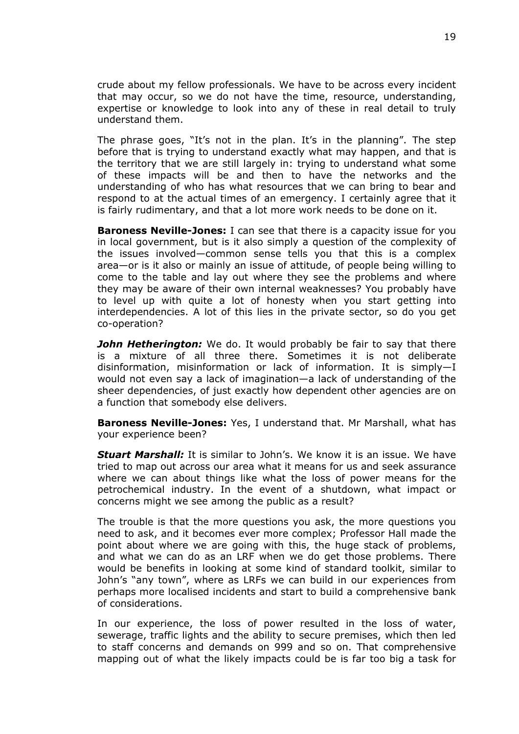crude about my fellow professionals. We have to be across every incident that may occur, so we do not have the time, resource, understanding, expertise or knowledge to look into any of these in real detail to truly understand them.

The phrase goes, "It's not in the plan. It's in the planning". The step before that is trying to understand exactly what may happen, and that is the territory that we are still largely in: trying to understand what some of these impacts will be and then to have the networks and the understanding of who has what resources that we can bring to bear and respond to at the actual times of an emergency. I certainly agree that it is fairly rudimentary, and that a lot more work needs to be done on it.

**Baroness Neville-Jones:** I can see that there is a capacity issue for you in local government, but is it also simply a question of the complexity of the issues involved—common sense tells you that this is a complex area—or is it also or mainly an issue of attitude, of people being willing to come to the table and lay out where they see the problems and where they may be aware of their own internal weaknesses? You probably have to level up with quite a lot of honesty when you start getting into interdependencies. A lot of this lies in the private sector, so do you get co-operation?

***John Hetherington:*** We do. It would probably be fair to say that there is a mixture of all three there. Sometimes it is not deliberate disinformation, misinformation or lack of information. It is simply—I would not even say a lack of imagination—a lack of understanding of the sheer dependencies, of just exactly how dependent other agencies are on a function that somebody else delivers.

**Baroness Neville-Jones:** Yes, I understand that. Mr Marshall, what has your experience been?

***Stuart Marshall:*** It is similar to John's. We know it is an issue. We have tried to map out across our area what it means for us and seek assurance where we can about things like what the loss of power means for the petrochemical industry. In the event of a shutdown, what impact or concerns might we see among the public as a result?

The trouble is that the more questions you ask, the more questions you need to ask, and it becomes ever more complex; Professor Hall made the point about where we are going with this, the huge stack of problems, and what we can do as an LRF when we do get those problems. There would be benefits in looking at some kind of standard toolkit, similar to John's "any town", where as LRFs we can build in our experiences from perhaps more localised incidents and start to build a comprehensive bank of considerations.

In our experience, the loss of power resulted in the loss of water, sewerage, traffic lights and the ability to secure premises, which then led to staff concerns and demands on 999 and so on. That comprehensive mapping out of what the likely impacts could be is far too big a task for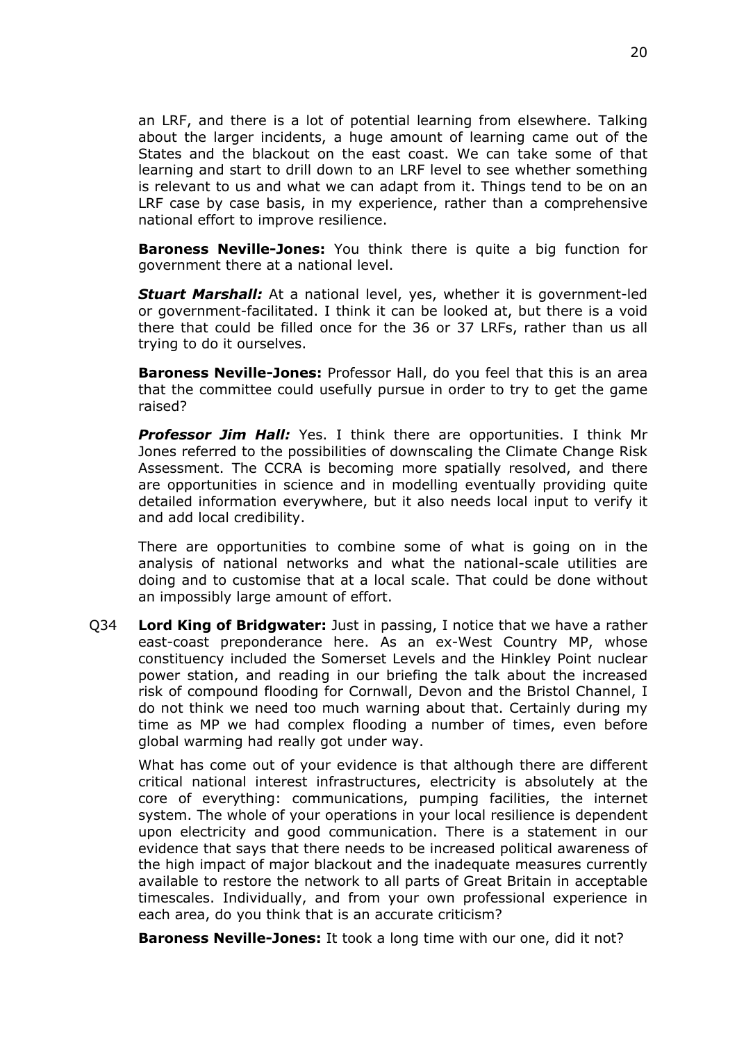an LRF, and there is a lot of potential learning from elsewhere. Talking about the larger incidents, a huge amount of learning came out of the States and the blackout on the east coast. We can take some of that learning and start to drill down to an LRF level to see whether something is relevant to us and what we can adapt from it. Things tend to be on an LRF case by case basis, in my experience, rather than a comprehensive national effort to improve resilience.

**Baroness Neville-Jones:** You think there is quite a big function for government there at a national level.

***Stuart Marshall:*** At a national level, yes, whether it is government-led or government-facilitated. I think it can be looked at, but there is a void there that could be filled once for the 36 or 37 LRFs, rather than us all trying to do it ourselves.

**Baroness Neville-Jones:** Professor Hall, do you feel that this is an area that the committee could usefully pursue in order to try to get the game raised?

***Professor Jim Hall:*** Yes. I think there are opportunities. I think Mr Jones referred to the possibilities of downscaling the Climate Change Risk Assessment. The CCRA is becoming more spatially resolved, and there are opportunities in science and in modelling eventually providing quite detailed information everywhere, but it also needs local input to verify it and add local credibility.

There are opportunities to combine some of what is going on in the analysis of national networks and what the national-scale utilities are doing and to customise that at a local scale. That could be done without an impossibly large amount of effort.

Q34 **Lord King of Bridgwater:** Just in passing, I notice that we have a rather east-coast preponderance here. As an ex-West Country MP, whose constituency included the Somerset Levels and the Hinkley Point nuclear power station, and reading in our briefing the talk about the increased risk of compound flooding for Cornwall, Devon and the Bristol Channel, I do not think we need too much warning about that. Certainly during my time as MP we had complex flooding a number of times, even before global warming had really got under way.

What has come out of your evidence is that although there are different critical national interest infrastructures, electricity is absolutely at the core of everything: communications, pumping facilities, the internet system. The whole of your operations in your local resilience is dependent upon electricity and good communication. There is a statement in our evidence that says that there needs to be increased political awareness of the high impact of major blackout and the inadequate measures currently available to restore the network to all parts of Great Britain in acceptable timescales. Individually, and from your own professional experience in each area, do you think that is an accurate criticism?

**Baroness Neville-Jones:** It took a long time with our one, did it not?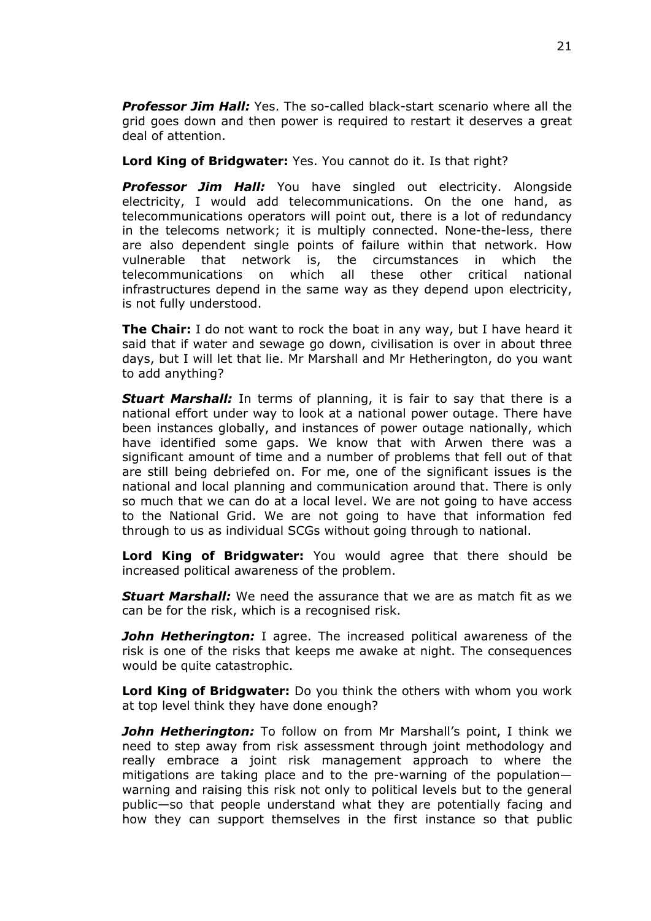***Professor Jim Hall:*** Yes. The so-called black-start scenario where all the grid goes down and then power is required to restart it deserves a great deal of attention.

**Lord King of Bridgwater:** Yes. You cannot do it. Is that right?

***Professor Jim Hall:*** You have singled out electricity. Alongside electricity, I would add telecommunications. On the one hand, as telecommunications operators will point out, there is a lot of redundancy in the telecoms network; it is multiply connected. None-the-less, there are also dependent single points of failure within that network. How vulnerable that network is, the circumstances in which the telecommunications on which all these other critical national infrastructures depend in the same way as they depend upon electricity, is not fully understood.

**The Chair:** I do not want to rock the boat in any way, but I have heard it said that if water and sewage go down, civilisation is over in about three days, but I will let that lie. Mr Marshall and Mr Hetherington, do you want to add anything?

***Stuart Marshall:*** In terms of planning, it is fair to say that there is a national effort under way to look at a national power outage. There have been instances globally, and instances of power outage nationally, which have identified some gaps. We know that with Arwen there was a significant amount of time and a number of problems that fell out of that are still being debriefed on. For me, one of the significant issues is the national and local planning and communication around that. There is only so much that we can do at a local level. We are not going to have access to the National Grid. We are not going to have that information fed through to us as individual SCGs without going through to national.

**Lord King of Bridgwater:** You would agree that there should be increased political awareness of the problem.

***Stuart Marshall:*** We need the assurance that we are as match fit as we can be for the risk, which is a recognised risk.

***John Hetherington:*** I agree. The increased political awareness of the risk is one of the risks that keeps me awake at night. The consequences would be quite catastrophic.

**Lord King of Bridgwater:** Do you think the others with whom you work at top level think they have done enough?

***John Hetherington:*** To follow on from Mr Marshall's point, I think we need to step away from risk assessment through joint methodology and really embrace a joint risk management approach to where the mitigations are taking place and to the pre-warning of the population—warning and raising this risk not only to political levels but to the general public—so that people understand what they are potentially facing and how they can support themselves in the first instance so that public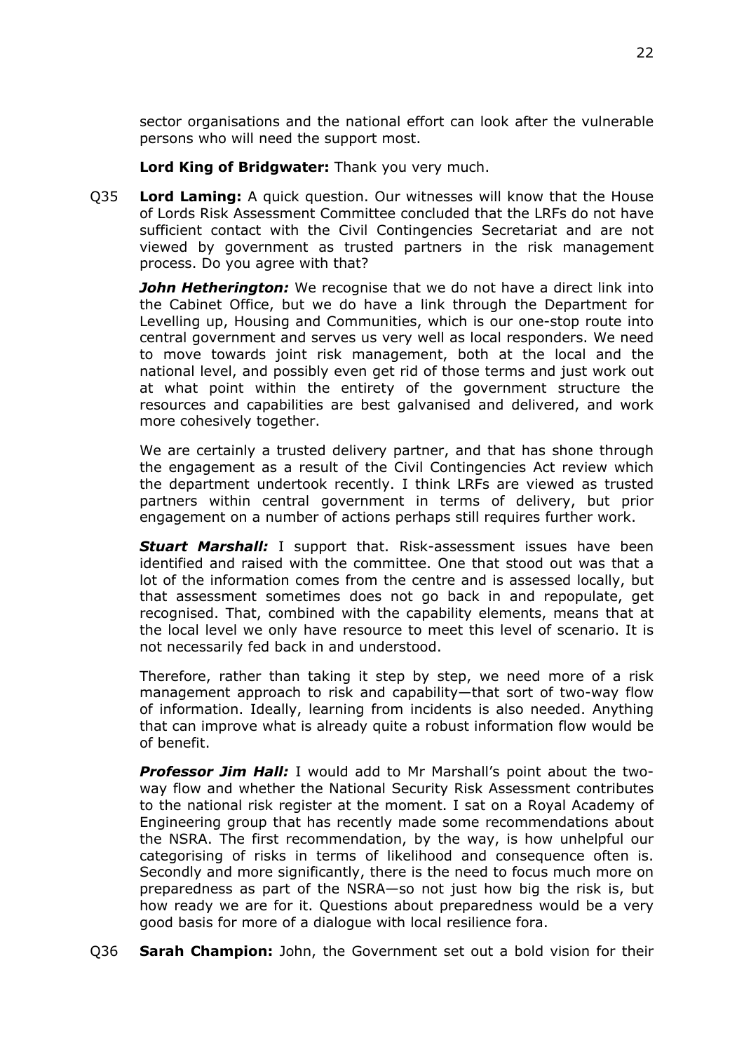sector organisations and the national effort can look after the vulnerable persons who will need the support most.

**Lord King of Bridgwater:** Thank you very much.

Q35 **Lord Laming:** A quick question. Our witnesses will know that the House of Lords Risk Assessment Committee concluded that the LRFs do not have sufficient contact with the Civil Contingencies Secretariat and are not viewed by government as trusted partners in the risk management process. Do you agree with that?

***John Hetherington:*** We recognise that we do not have a direct link into the Cabinet Office, but we do have a link through the Department for Levelling up, Housing and Communities, which is our one-stop route into central government and serves us very well as local responders. We need to move towards joint risk management, both at the local and the national level, and possibly even get rid of those terms and just work out at what point within the entirety of the government structure the resources and capabilities are best galvanised and delivered, and work more cohesively together.

We are certainly a trusted delivery partner, and that has shone through the engagement as a result of the Civil Contingencies Act review which the department undertook recently. I think LRFs are viewed as trusted partners within central government in terms of delivery, but prior engagement on a number of actions perhaps still requires further work.

***Stuart Marshall:*** I support that. Risk-assessment issues have been identified and raised with the committee. One that stood out was that a lot of the information comes from the centre and is assessed locally, but that assessment sometimes does not go back in and repopulate, get recognised. That, combined with the capability elements, means that at the local level we only have resource to meet this level of scenario. It is not necessarily fed back in and understood.

Therefore, rather than taking it step by step, we need more of a risk management approach to risk and capability—that sort of two-way flow of information. Ideally, learning from incidents is also needed. Anything that can improve what is already quite a robust information flow would be of benefit.

***Professor Jim Hall:*** I would add to Mr Marshall's point about the two-way flow and whether the National Security Risk Assessment contributes to the national risk register at the moment. I sat on a Royal Academy of Engineering group that has recently made some recommendations about the NSRA. The first recommendation, by the way, is how unhelpful our categorising of risks in terms of likelihood and consequence often is. Secondly and more significantly, there is the need to focus much more on preparedness as part of the NSRA—so not just how big the risk is, but how ready we are for it. Questions about preparedness would be a very good basis for more of a dialogue with local resilience fora.

Q36 **Sarah Champion:** John, the Government set out a bold vision for their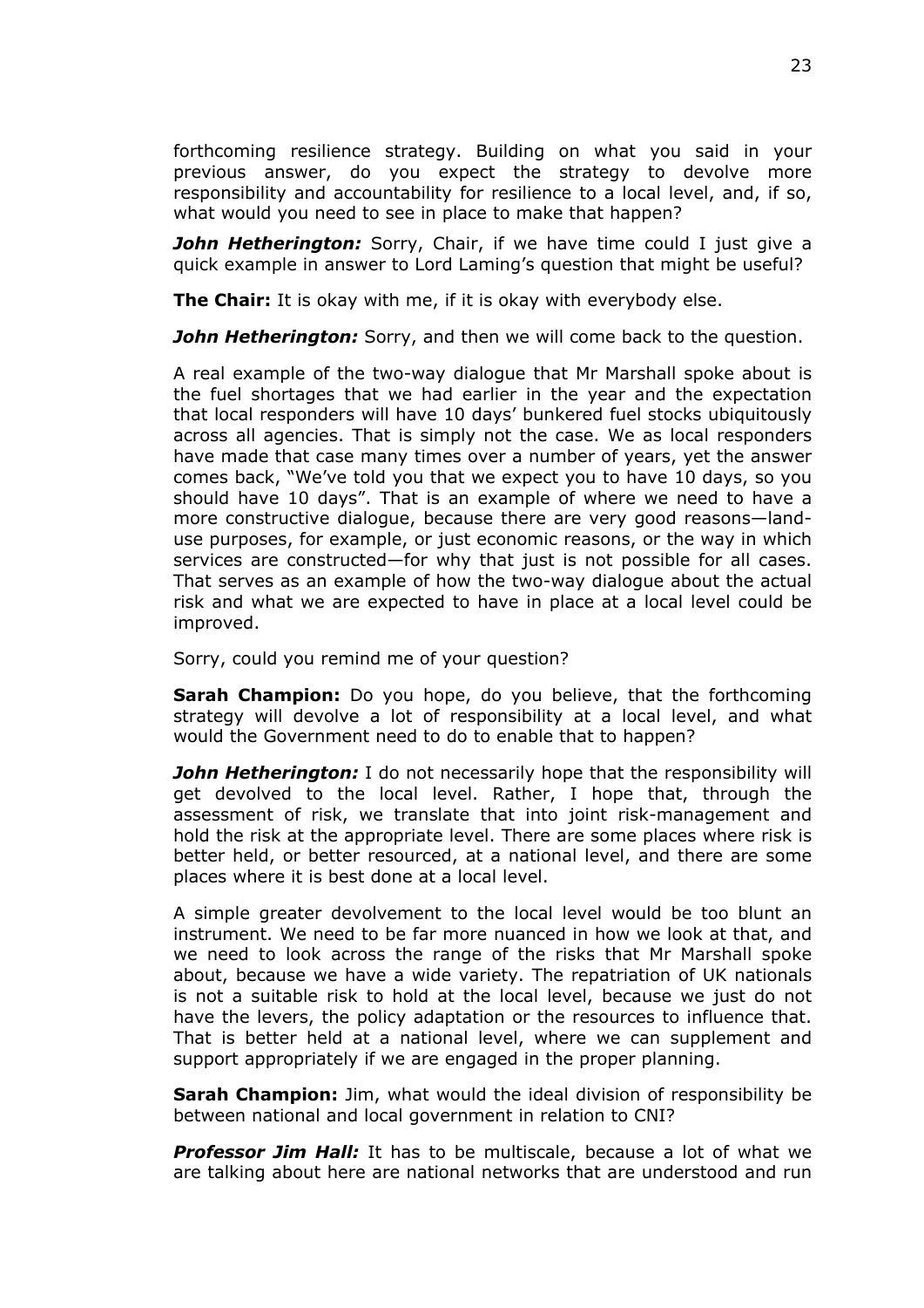forthcoming resilience strategy. Building on what you said in your previous answer, do you expect the strategy to devolve more responsibility and accountability for resilience to a local level, and, if so, what would you need to see in place to make that happen?

***John Hetherington:*** Sorry, Chair, if we have time could I just give a quick example in answer to Lord Laming's question that might be useful?

**The Chair:** It is okay with me, if it is okay with everybody else.

***John Hetherington:*** Sorry, and then we will come back to the question.

A real example of the two-way dialogue that Mr Marshall spoke about is the fuel shortages that we had earlier in the year and the expectation that local responders will have 10 days' bunkered fuel stocks ubiquitously across all agencies. That is simply not the case. We as local responders have made that case many times over a number of years, yet the answer comes back, "We've told you that we expect you to have 10 days, so you should have 10 days". That is an example of where we need to have a more constructive dialogue, because there are very good reasons—land-use purposes, for example, or just economic reasons, or the way in which services are constructed—for why that just is not possible for all cases. That serves as an example of how the two-way dialogue about the actual risk and what we are expected to have in place at a local level could be improved.

Sorry, could you remind me of your question?

**Sarah Champion:** Do you hope, do you believe, that the forthcoming strategy will devolve a lot of responsibility at a local level, and what would the Government need to do to enable that to happen?

***John Hetherington:*** I do not necessarily hope that the responsibility will get devolved to the local level. Rather, I hope that, through the assessment of risk, we translate that into joint risk-management and hold the risk at the appropriate level. There are some places where risk is better held, or better resourced, at a national level, and there are some places where it is best done at a local level.

A simple greater devolvement to the local level would be too blunt an instrument. We need to be far more nuanced in how we look at that, and we need to look across the range of the risks that Mr Marshall spoke about, because we have a wide variety. The repatriation of UK nationals is not a suitable risk to hold at the local level, because we just do not have the levers, the policy adaptation or the resources to influence that. That is better held at a national level, where we can supplement and support appropriately if we are engaged in the proper planning.

**Sarah Champion:** Jim, what would the ideal division of responsibility be between national and local government in relation to CNI?

***Professor Jim Hall:*** It has to be multiscale, because a lot of what we are talking about here are national networks that are understood and run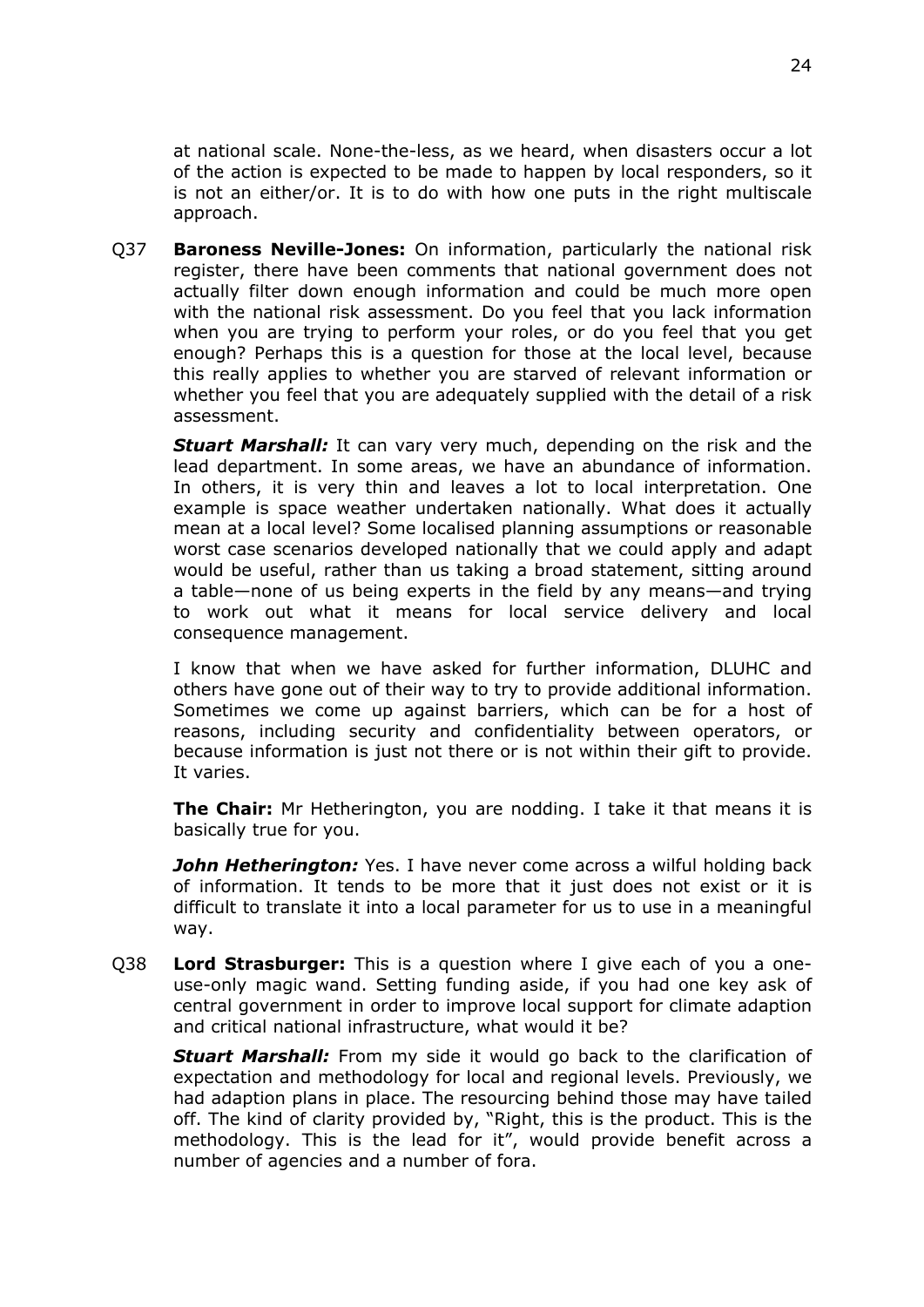at national scale. None-the-less, as we heard, when disasters occur a lot of the action is expected to be made to happen by local responders, so it is not an either/or. It is to do with how one puts in the right multiscale approach.

Q37 **Baroness Neville-Jones:** On information, particularly the national risk register, there have been comments that national government does not actually filter down enough information and could be much more open with the national risk assessment. Do you feel that you lack information when you are trying to perform your roles, or do you feel that you get enough? Perhaps this is a question for those at the local level, because this really applies to whether you are starved of relevant information or whether you feel that you are adequately supplied with the detail of a risk assessment.

***Stuart Marshall:*** It can vary very much, depending on the risk and the lead department. In some areas, we have an abundance of information. In others, it is very thin and leaves a lot to local interpretation. One example is space weather undertaken nationally. What does it actually mean at a local level? Some localised planning assumptions or reasonable worst case scenarios developed nationally that we could apply and adapt would be useful, rather than us taking a broad statement, sitting around a table—none of us being experts in the field by any means—and trying to work out what it means for local service delivery and local consequence management.

I know that when we have asked for further information, DLUHC and others have gone out of their way to try to provide additional information. Sometimes we come up against barriers, which can be for a host of reasons, including security and confidentiality between operators, or because information is just not there or is not within their gift to provide. It varies.

**The Chair:** Mr Hetherington, you are nodding. I take it that means it is basically true for you.

***John Hetherington:*** Yes. I have never come across a wilful holding back of information. It tends to be more that it just does not exist or it is difficult to translate it into a local parameter for us to use in a meaningful way.

Q38 **Lord Strasburger:** This is a question where I give each of you a one-use-only magic wand. Setting funding aside, if you had one key ask of central government in order to improve local support for climate adaption and critical national infrastructure, what would it be?

***Stuart Marshall:*** From my side it would go back to the clarification of expectation and methodology for local and regional levels. Previously, we had adaption plans in place. The resourcing behind those may have tailed off. The kind of clarity provided by, "Right, this is the product. This is the methodology. This is the lead for it", would provide benefit across a number of agencies and a number of fora.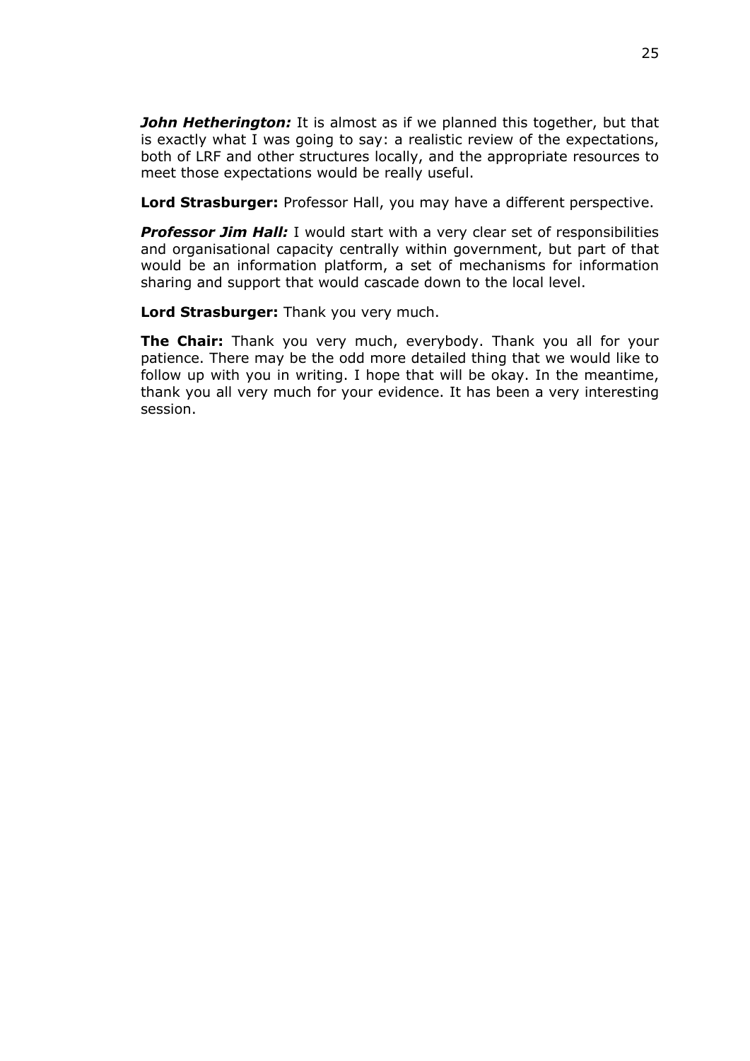***John Hetherington:*** It is almost as if we planned this together, but that is exactly what I was going to say: a realistic review of the expectations, both of LRF and other structures locally, and the appropriate resources to meet those expectations would be really useful.

**Lord Strasburger:** Professor Hall, you may have a different perspective.

***Professor Jim Hall:*** I would start with a very clear set of responsibilities and organisational capacity centrally within government, but part of that would be an information platform, a set of mechanisms for information sharing and support that would cascade down to the local level.

**Lord Strasburger:** Thank you very much.

**The Chair:** Thank you very much, everybody. Thank you all for your patience. There may be the odd more detailed thing that we would like to follow up with you in writing. I hope that will be okay. In the meantime, thank you all very much for your evidence. It has been a very interesting session.